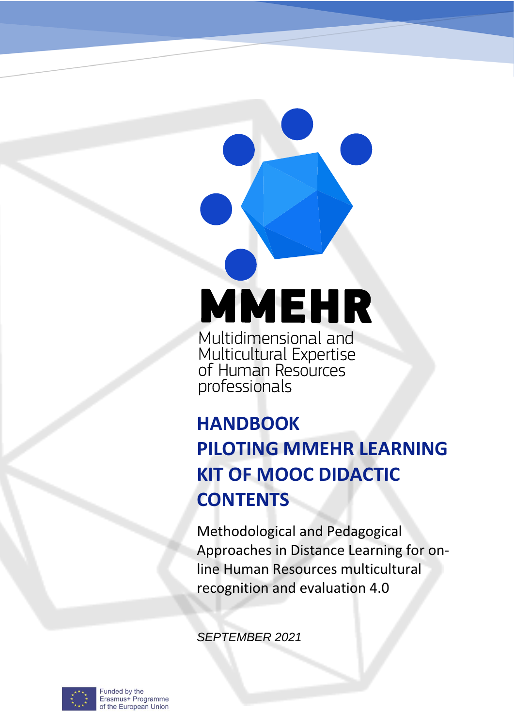# MMEHR

Multidimensional and Multicultural Expertise of Human Resources professionals

## HANDBOOK
## PILOTING MMEHR LEARNING KIT OF MOOC DIDACTIC CONTENTS

Methodological and Pedagogical Approaches in Distance Learning for on-line Human Resources multicultural recognition and evaluation 4.0

*SEPTEMBER 2021*

Funded by the Erasmus+ Programme of the European Union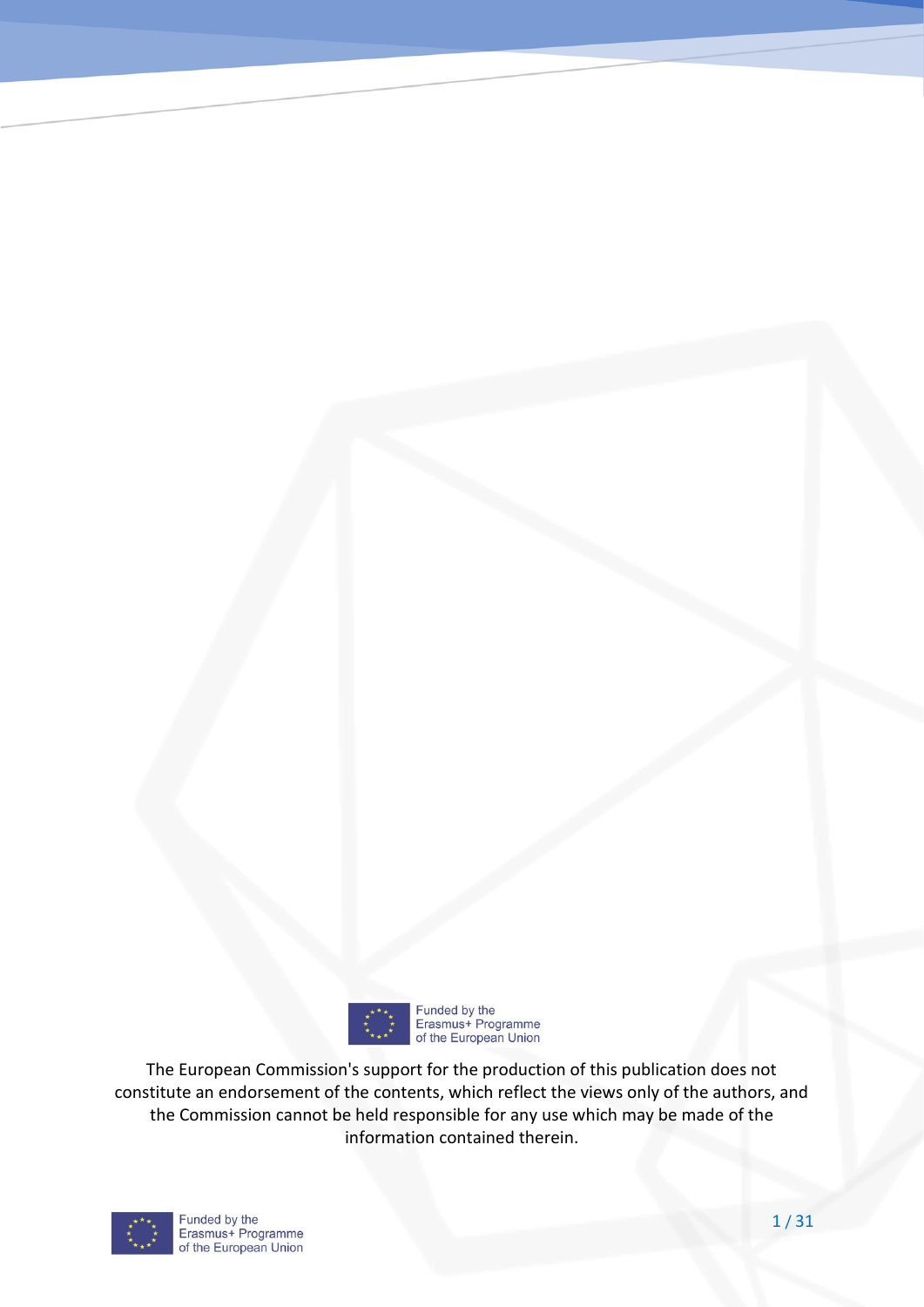Funded by the
Erasmus+ Programme
of the European Union

The European Commission's support for the production of this publication does not constitute an endorsement of the contents, which reflect the views only of the authors, and the Commission cannot be held responsible for any use which may be made of the information contained therein.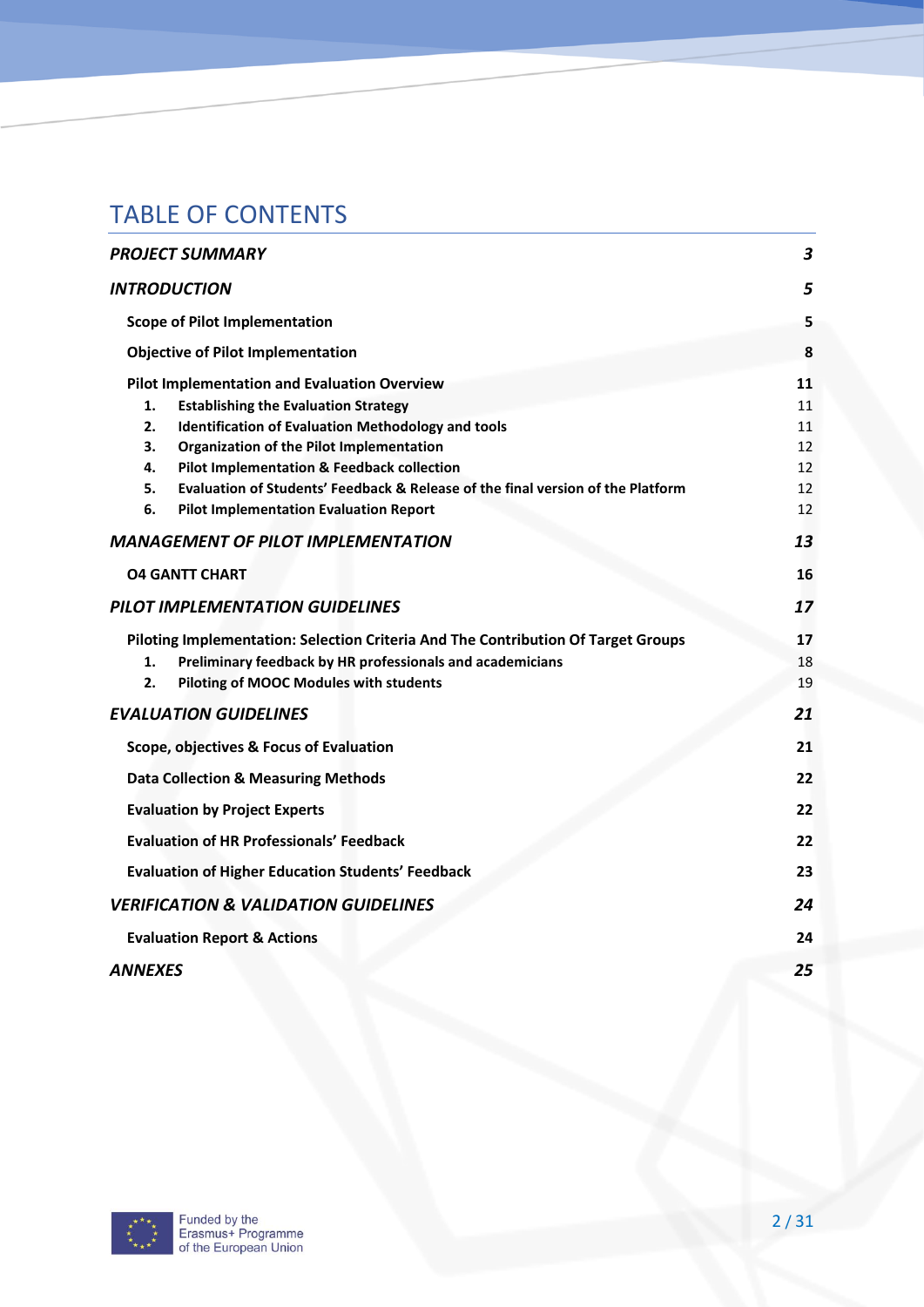# TABLE OF CONTENTS

| | |
|---|---|
| ***PROJECT SUMMARY*** | ***3*** |
| ***INTRODUCTION*** | ***5*** |
| **Scope of Pilot Implementation** | **5** |
| **Objective of Pilot Implementation** | **8** |
| **Pilot Implementation and Evaluation Overview** | **11** |
| **1. Establishing the Evaluation Strategy** | 11 |
| **2. Identification of Evaluation Methodology and tools** | 11 |
| **3. Organization of the Pilot Implementation** | 12 |
| **4. Pilot Implementation & Feedback collection** | 12 |
| **5. Evaluation of Students' Feedback & Release of the final version of the Platform** | 12 |
| **6. Pilot Implementation Evaluation Report** | 12 |
| ***MANAGEMENT OF PILOT IMPLEMENTATION*** | ***13*** |
| **O4 GANTT CHART** | **16** |
| ***PILOT IMPLEMENTATION GUIDELINES*** | ***17*** |
| **Piloting Implementation: Selection Criteria And The Contribution Of Target Groups** | **17** |
| **1. Preliminary feedback by HR professionals and academicians** | 18 |
| **2. Piloting of MOOC Modules with students** | 19 |
| ***EVALUATION GUIDELINES*** | ***21*** |
| **Scope, objectives & Focus of Evaluation** | **21** |
| **Data Collection & Measuring Methods** | **22** |
| **Evaluation by Project Experts** | **22** |
| **Evaluation of HR Professionals' Feedback** | **22** |
| **Evaluation of Higher Education Students' Feedback** | **23** |
| ***VERIFICATION & VALIDATION GUIDELINES*** | ***24*** |
| **Evaluation Report & Actions** | **24** |
| ***ANNEXES*** | ***25*** |

Funded by the Erasmus+ Programme of the European Union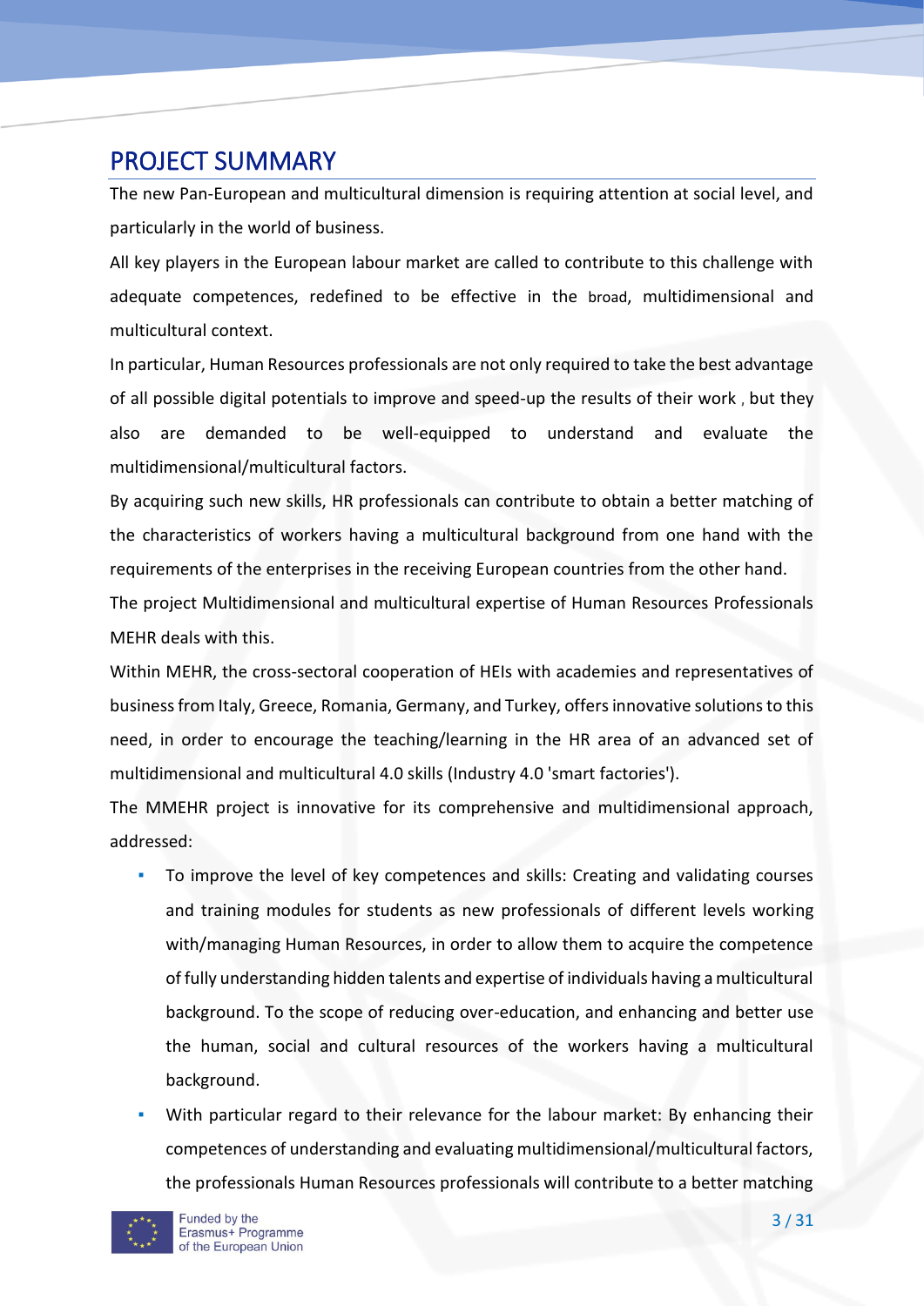## PROJECT SUMMARY

The new Pan-European and multicultural dimension is requiring attention at social level, and particularly in the world of business.

All key players in the European labour market are called to contribute to this challenge with adequate competences, redefined to be effective in the broad, multidimensional and multicultural context.

In particular, Human Resources professionals are not only required to take the best advantage of all possible digital potentials to improve and speed-up the results of their work , but they also are demanded to be well-equipped to understand and evaluate the multidimensional/multicultural factors.

By acquiring such new skills, HR professionals can contribute to obtain a better matching of the characteristics of workers having a multicultural background from one hand with the requirements of the enterprises in the receiving European countries from the other hand.

The project Multidimensional and multicultural expertise of Human Resources Professionals MEHR deals with this.

Within MEHR, the cross-sectoral cooperation of HEIs with academies and representatives of business from Italy, Greece, Romania, Germany, and Turkey, offers innovative solutions to this need, in order to encourage the teaching/learning in the HR area of an advanced set of multidimensional and multicultural 4.0 skills (Industry 4.0 'smart factories').

The MMEHR project is innovative for its comprehensive and multidimensional approach, addressed:

- To improve the level of key competences and skills: Creating and validating courses and training modules for students as new professionals of different levels working with/managing Human Resources, in order to allow them to acquire the competence of fully understanding hidden talents and expertise of individuals having a multicultural background. To the scope of reducing over-education, and enhancing and better use the human, social and cultural resources of the workers having a multicultural background.
- With particular regard to their relevance for the labour market: By enhancing their competences of understanding and evaluating multidimensional/multicultural factors, the professionals Human Resources professionals will contribute to a better matching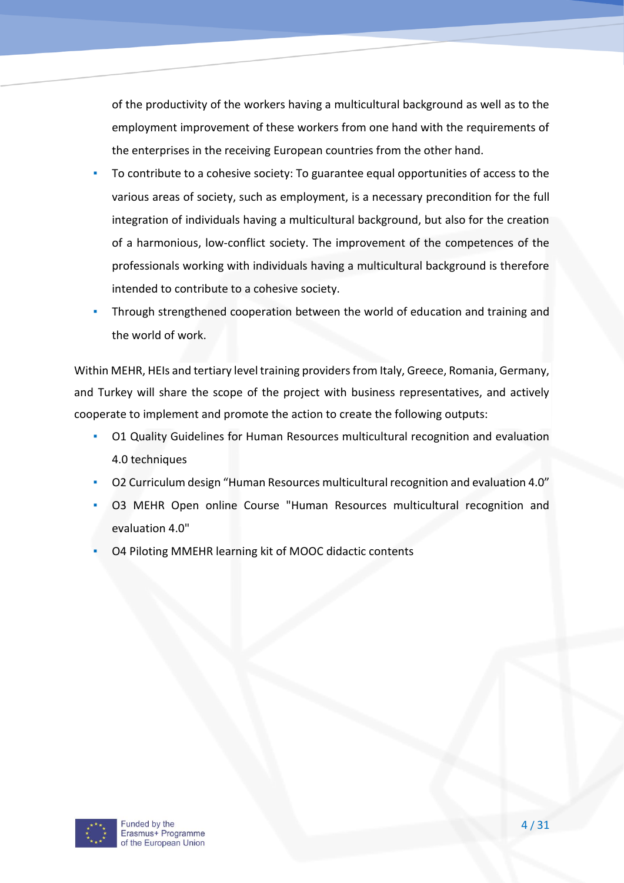of the productivity of the workers having a multicultural background as well as to the employment improvement of these workers from one hand with the requirements of the enterprises in the receiving European countries from the other hand.

- To contribute to a cohesive society: To guarantee equal opportunities of access to the various areas of society, such as employment, is a necessary precondition for the full integration of individuals having a multicultural background, but also for the creation of a harmonious, low-conflict society. The improvement of the competences of the professionals working with individuals having a multicultural background is therefore intended to contribute to a cohesive society.
- Through strengthened cooperation between the world of education and training and the world of work.

Within MEHR, HEIs and tertiary level training providers from Italy, Greece, Romania, Germany, and Turkey will share the scope of the project with business representatives, and actively cooperate to implement and promote the action to create the following outputs:

- O1 Quality Guidelines for Human Resources multicultural recognition and evaluation 4.0 techniques
- O2 Curriculum design "Human Resources multicultural recognition and evaluation 4.0"
- O3 MEHR Open online Course "Human Resources multicultural recognition and evaluation 4.0"
- O4 Piloting MMEHR learning kit of MOOC didactic contents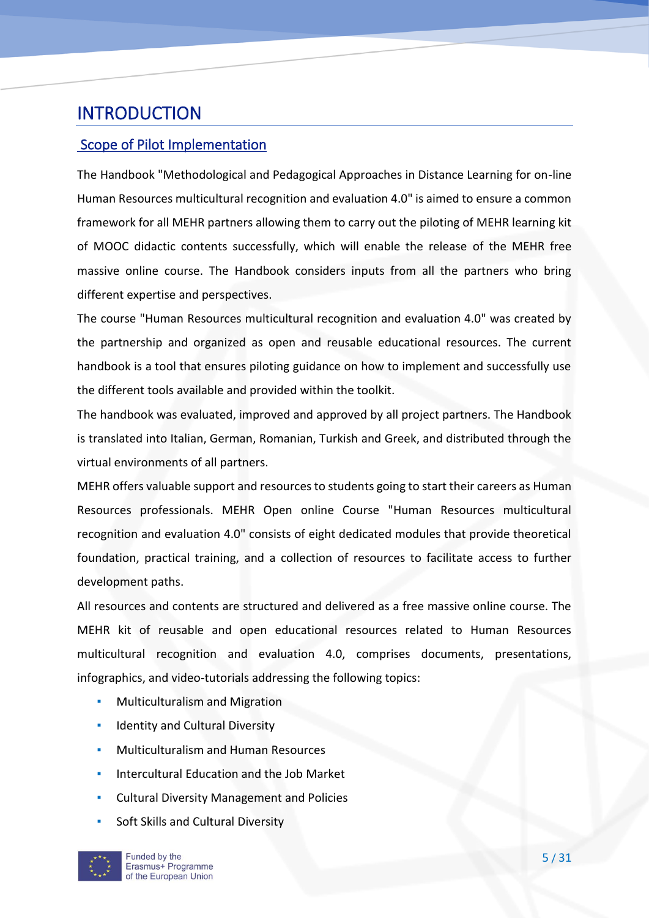# INTRODUCTION

## Scope of Pilot Implementation

The Handbook "Methodological and Pedagogical Approaches in Distance Learning for on-line Human Resources multicultural recognition and evaluation 4.0" is aimed to ensure a common framework for all MEHR partners allowing them to carry out the piloting of MEHR learning kit of MOOC didactic contents successfully, which will enable the release of the MEHR free massive online course. The Handbook considers inputs from all the partners who bring different expertise and perspectives.

The course "Human Resources multicultural recognition and evaluation 4.0" was created by the partnership and organized as open and reusable educational resources. The current handbook is a tool that ensures piloting guidance on how to implement and successfully use the different tools available and provided within the toolkit.

The handbook was evaluated, improved and approved by all project partners. The Handbook is translated into Italian, German, Romanian, Turkish and Greek, and distributed through the virtual environments of all partners.

MEHR offers valuable support and resources to students going to start their careers as Human Resources professionals. MEHR Open online Course "Human Resources multicultural recognition and evaluation 4.0" consists of eight dedicated modules that provide theoretical foundation, practical training, and a collection of resources to facilitate access to further development paths.

All resources and contents are structured and delivered as a free massive online course. The MEHR kit of reusable and open educational resources related to Human Resources multicultural recognition and evaluation 4.0, comprises documents, presentations, infographics, and video-tutorials addressing the following topics:

- Multiculturalism and Migration
- Identity and Cultural Diversity
- Multiculturalism and Human Resources
- Intercultural Education and the Job Market
- Cultural Diversity Management and Policies
- Soft Skills and Cultural Diversity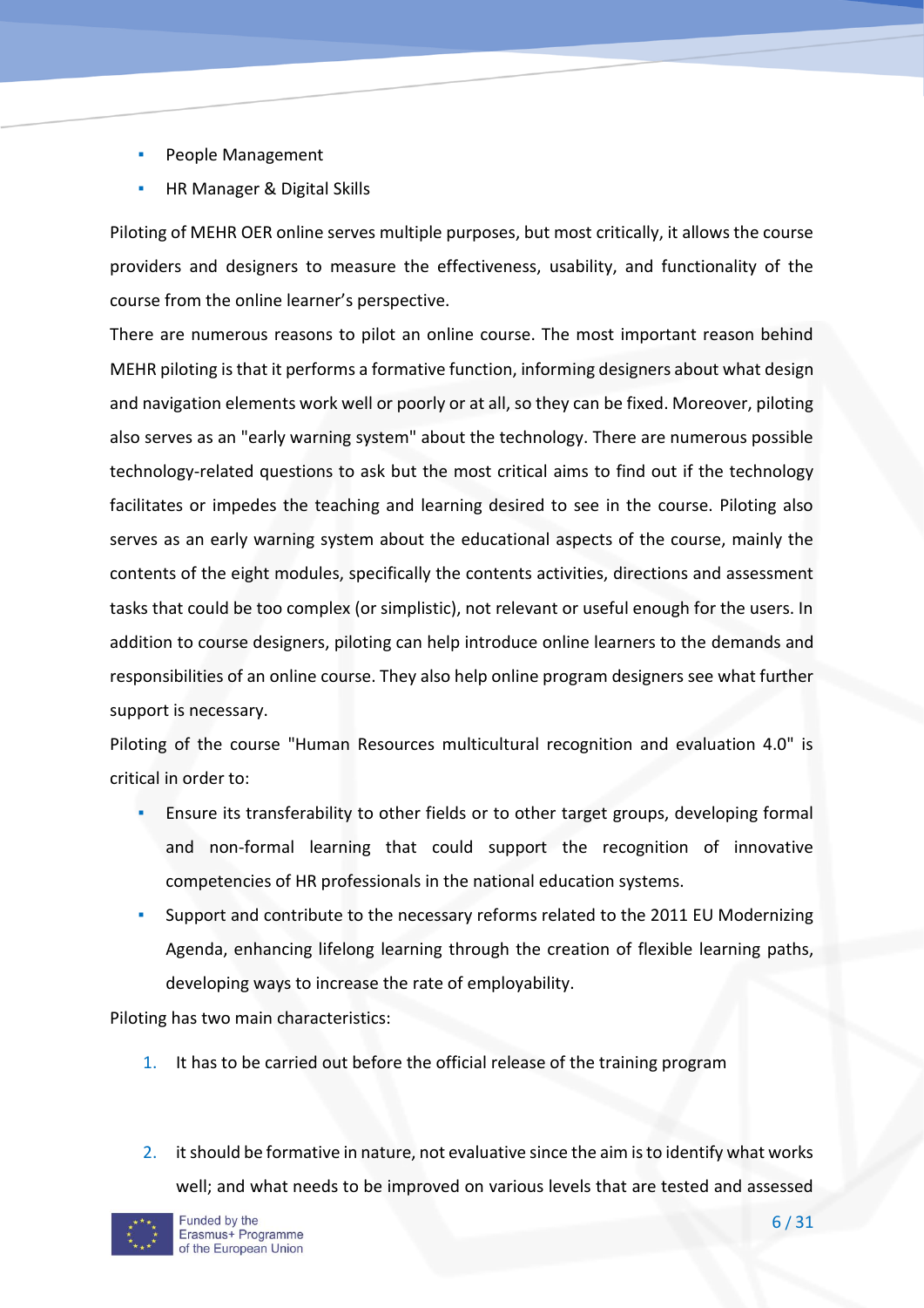- People Management
- HR Manager & Digital Skills

Piloting of MEHR OER online serves multiple purposes, but most critically, it allows the course providers and designers to measure the effectiveness, usability, and functionality of the course from the online learner's perspective.

There are numerous reasons to pilot an online course. The most important reason behind MEHR piloting is that it performs a formative function, informing designers about what design and navigation elements work well or poorly or at all, so they can be fixed. Moreover, piloting also serves as an "early warning system" about the technology. There are numerous possible technology-related questions to ask but the most critical aims to find out if the technology facilitates or impedes the teaching and learning desired to see in the course. Piloting also serves as an early warning system about the educational aspects of the course, mainly the contents of the eight modules, specifically the contents activities, directions and assessment tasks that could be too complex (or simplistic), not relevant or useful enough for the users. In addition to course designers, piloting can help introduce online learners to the demands and responsibilities of an online course. They also help online program designers see what further support is necessary.

Piloting of the course "Human Resources multicultural recognition and evaluation 4.0" is critical in order to:

- Ensure its transferability to other fields or to other target groups, developing formal and non-formal learning that could support the recognition of innovative competencies of HR professionals in the national education systems.
- Support and contribute to the necessary reforms related to the 2011 EU Modernizing Agenda, enhancing lifelong learning through the creation of flexible learning paths, developing ways to increase the rate of employability.

Piloting has two main characteristics:

1. It has to be carried out before the official release of the training program
2. it should be formative in nature, not evaluative since the aim is to identify what works well; and what needs to be improved on various levels that are tested and assessed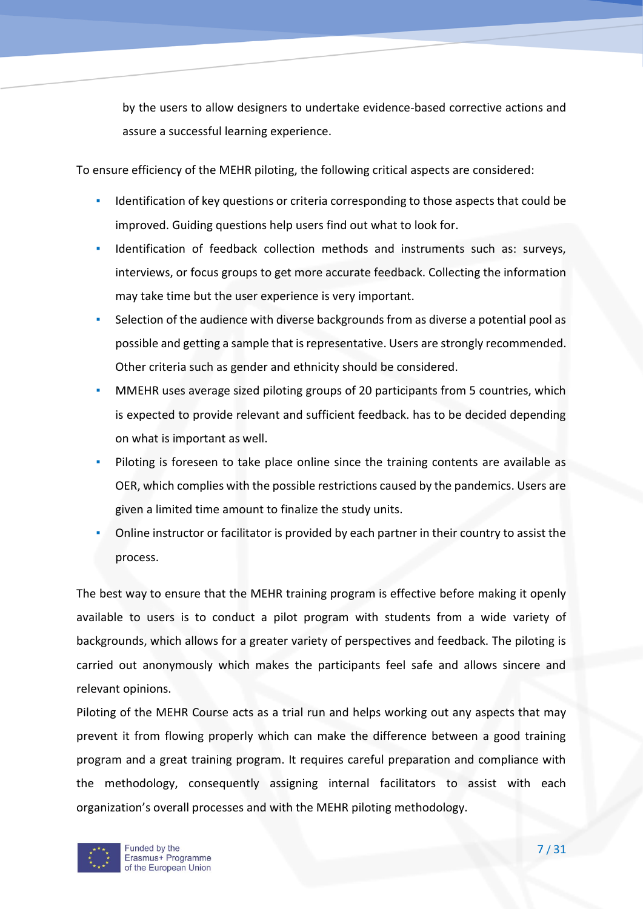by the users to allow designers to undertake evidence-based corrective actions and assure a successful learning experience.

To ensure efficiency of the MEHR piloting, the following critical aspects are considered:

- Identification of key questions or criteria corresponding to those aspects that could be improved. Guiding questions help users find out what to look for.
- Identification of feedback collection methods and instruments such as: surveys, interviews, or focus groups to get more accurate feedback. Collecting the information may take time but the user experience is very important.
- Selection of the audience with diverse backgrounds from as diverse a potential pool as possible and getting a sample that is representative. Users are strongly recommended. Other criteria such as gender and ethnicity should be considered.
- MMEHR uses average sized piloting groups of 20 participants from 5 countries, which is expected to provide relevant and sufficient feedback. has to be decided depending on what is important as well.
- Piloting is foreseen to take place online since the training contents are available as OER, which complies with the possible restrictions caused by the pandemics. Users are given a limited time amount to finalize the study units.
- Online instructor or facilitator is provided by each partner in their country to assist the process.

The best way to ensure that the MEHR training program is effective before making it openly available to users is to conduct a pilot program with students from a wide variety of backgrounds, which allows for a greater variety of perspectives and feedback. The piloting is carried out anonymously which makes the participants feel safe and allows sincere and relevant opinions.

Piloting of the MEHR Course acts as a trial run and helps working out any aspects that may prevent it from flowing properly which can make the difference between a good training program and a great training program. It requires careful preparation and compliance with the methodology, consequently assigning internal facilitators to assist with each organization's overall processes and with the MEHR piloting methodology.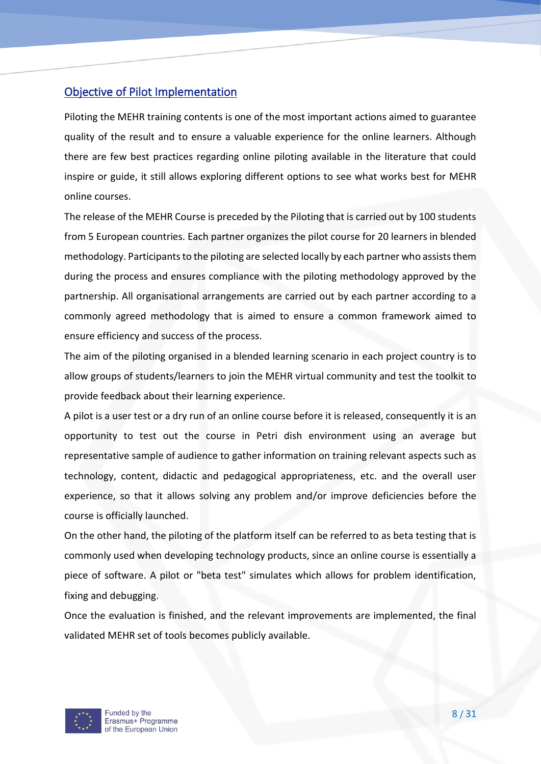## Objective of Pilot Implementation

Piloting the MEHR training contents is one of the most important actions aimed to guarantee quality of the result and to ensure a valuable experience for the online learners. Although there are few best practices regarding online piloting available in the literature that could inspire or guide, it still allows exploring different options to see what works best for MEHR online courses.

The release of the MEHR Course is preceded by the Piloting that is carried out by 100 students from 5 European countries. Each partner organizes the pilot course for 20 learners in blended methodology. Participants to the piloting are selected locally by each partner who assists them during the process and ensures compliance with the piloting methodology approved by the partnership. All organisational arrangements are carried out by each partner according to a commonly agreed methodology that is aimed to ensure a common framework aimed to ensure efficiency and success of the process.

The aim of the piloting organised in a blended learning scenario in each project country is to allow groups of students/learners to join the MEHR virtual community and test the toolkit to provide feedback about their learning experience.

A pilot is a user test or a dry run of an online course before it is released, consequently it is an opportunity to test out the course in Petri dish environment using an average but representative sample of audience to gather information on training relevant aspects such as technology, content, didactic and pedagogical appropriateness, etc. and the overall user experience, so that it allows solving any problem and/or improve deficiencies before the course is officially launched.

On the other hand, the piloting of the platform itself can be referred to as beta testing that is commonly used when developing technology products, since an online course is essentially a piece of software. A pilot or "beta test" simulates which allows for problem identification, fixing and debugging.

Once the evaluation is finished, and the relevant improvements are implemented, the final validated MEHR set of tools becomes publicly available.

Funded by the Erasmus+ Programme of the European Union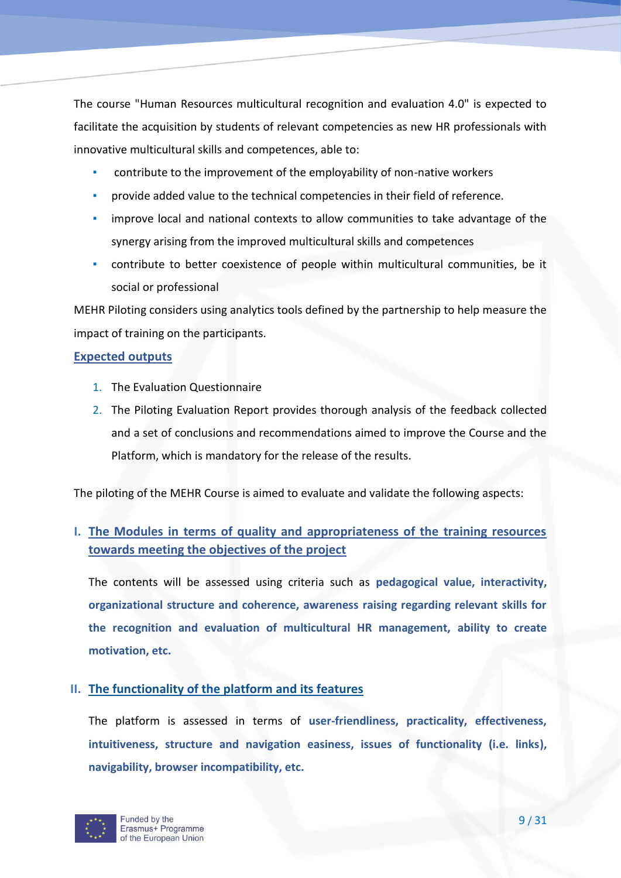The course "Human Resources multicultural recognition and evaluation 4.0" is expected to facilitate the acquisition by students of relevant competencies as new HR professionals with innovative multicultural skills and competences, able to:

- contribute to the improvement of the employability of non-native workers
- provide added value to the technical competencies in their field of reference.
- improve local and national contexts to allow communities to take advantage of the synergy arising from the improved multicultural skills and competences
- contribute to better coexistence of people within multicultural communities, be it social or professional

MEHR Piloting considers using analytics tools defined by the partnership to help measure the impact of training on the participants.

**Expected outputs**

1. The Evaluation Questionnaire
2. The Piloting Evaluation Report provides thorough analysis of the feedback collected and a set of conclusions and recommendations aimed to improve the Course and the Platform, which is mandatory for the release of the results.

The piloting of the MEHR Course is aimed to evaluate and validate the following aspects:

**I. The Modules in terms of quality and appropriateness of the training resources towards meeting the objectives of the project**

The contents will be assessed using criteria such as **pedagogical value, interactivity, organizational structure and coherence, awareness raising regarding relevant skills for the recognition and evaluation of multicultural HR management, ability to create motivation, etc.**

**II. The functionality of the platform and its features**

The platform is assessed in terms of **user-friendliness, practicality, effectiveness, intuitiveness, structure and navigation easiness, issues of functionality (i.e. links), navigability, browser incompatibility, etc.**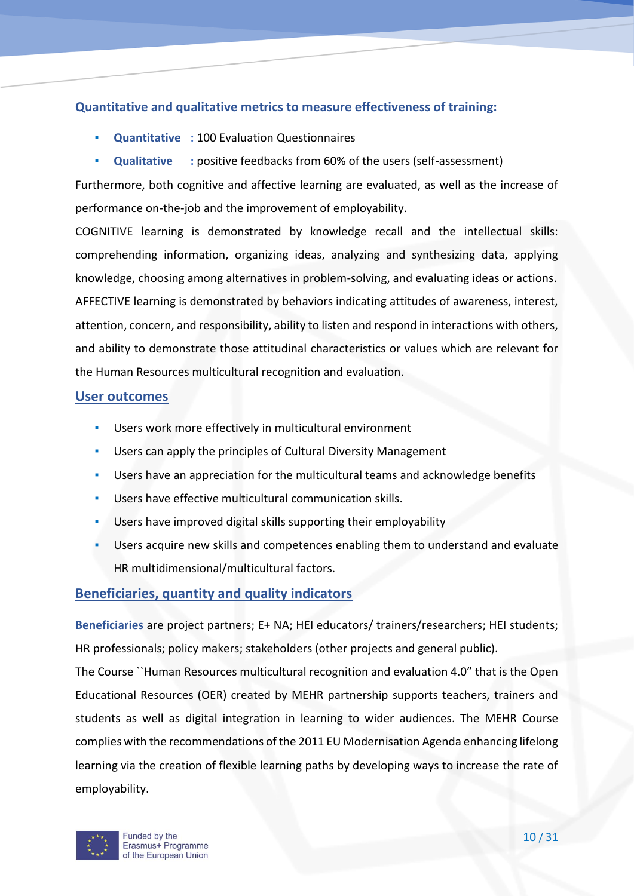## Quantitative and qualitative metrics to measure effectiveness of training:

- **Quantitative** : 100 Evaluation Questionnaires
- **Qualitative** : positive feedbacks from 60% of the users (self-assessment)

Furthermore, both cognitive and affective learning are evaluated, as well as the increase of performance on-the-job and the improvement of employability.

COGNITIVE learning is demonstrated by knowledge recall and the intellectual skills: comprehending information, organizing ideas, analyzing and synthesizing data, applying knowledge, choosing among alternatives in problem-solving, and evaluating ideas or actions.

AFFECTIVE learning is demonstrated by behaviors indicating attitudes of awareness, interest, attention, concern, and responsibility, ability to listen and respond in interactions with others, and ability to demonstrate those attitudinal characteristics or values which are relevant for the Human Resources multicultural recognition and evaluation.

## User outcomes

- Users work more effectively in multicultural environment
- Users can apply the principles of Cultural Diversity Management
- Users have an appreciation for the multicultural teams and acknowledge benefits
- Users have effective multicultural communication skills.
- Users have improved digital skills supporting their employability
- Users acquire new skills and competences enabling them to understand and evaluate HR multidimensional/multicultural factors.

## Beneficiaries, quantity and quality indicators

**Beneficiaries** are project partners; E+ NA; HEI educators/ trainers/researchers; HEI students; HR professionals; policy makers; stakeholders (other projects and general public).

The Course ``Human Resources multicultural recognition and evaluation 4.0" that is the Open Educational Resources (OER) created by MEHR partnership supports teachers, trainers and students as well as digital integration in learning to wider audiences. The MEHR Course complies with the recommendations of the 2011 EU Modernisation Agenda enhancing lifelong learning via the creation of flexible learning paths by developing ways to increase the rate of employability.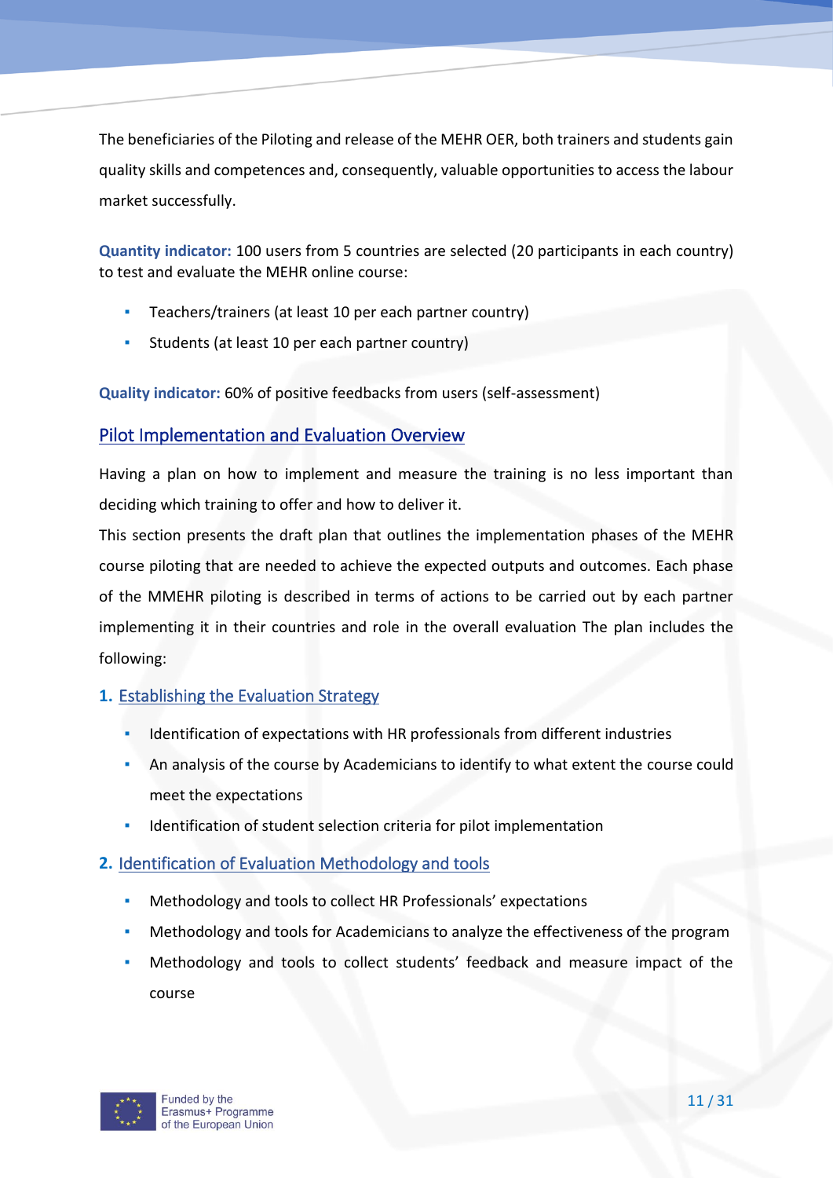The beneficiaries of the Piloting and release of the MEHR OER, both trainers and students gain quality skills and competences and, consequently, valuable opportunities to access the labour market successfully.

**Quantity indicator:** 100 users from 5 countries are selected (20 participants in each country) to test and evaluate the MEHR online course:

- Teachers/trainers (at least 10 per each partner country)
- Students (at least 10 per each partner country)

**Quality indicator:** 60% of positive feedbacks from users (self-assessment)

## Pilot Implementation and Evaluation Overview

Having a plan on how to implement and measure the training is no less important than deciding which training to offer and how to deliver it.

This section presents the draft plan that outlines the implementation phases of the MEHR course piloting that are needed to achieve the expected outputs and outcomes. Each phase of the MMEHR piloting is described in terms of actions to be carried out by each partner implementing it in their countries and role in the overall evaluation The plan includes the following:

### 1. Establishing the Evaluation Strategy

- Identification of expectations with HR professionals from different industries
- An analysis of the course by Academicians to identify to what extent the course could meet the expectations
- Identification of student selection criteria for pilot implementation

### 2. Identification of Evaluation Methodology and tools

- Methodology and tools to collect HR Professionals' expectations
- Methodology and tools for Academicians to analyze the effectiveness of the program
- Methodology and tools to collect students' feedback and measure impact of the course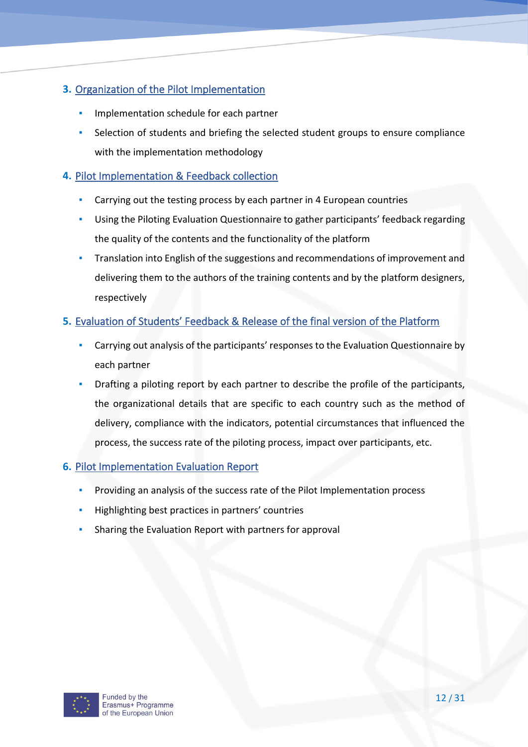3. Organization of the Pilot Implementation

- Implementation schedule for each partner
- Selection of students and briefing the selected student groups to ensure compliance with the implementation methodology

4. Pilot Implementation & Feedback collection

- Carrying out the testing process by each partner in 4 European countries
- Using the Piloting Evaluation Questionnaire to gather participants' feedback regarding the quality of the contents and the functionality of the platform
- Translation into English of the suggestions and recommendations of improvement and delivering them to the authors of the training contents and by the platform designers, respectively

5. Evaluation of Students' Feedback & Release of the final version of the Platform

- Carrying out analysis of the participants' responses to the Evaluation Questionnaire by each partner
- Drafting a piloting report by each partner to describe the profile of the participants, the organizational details that are specific to each country such as the method of delivery, compliance with the indicators, potential circumstances that influenced the process, the success rate of the piloting process, impact over participants, etc.

6. Pilot Implementation Evaluation Report

- Providing an analysis of the success rate of the Pilot Implementation process
- Highlighting best practices in partners' countries
- Sharing the Evaluation Report with partners for approval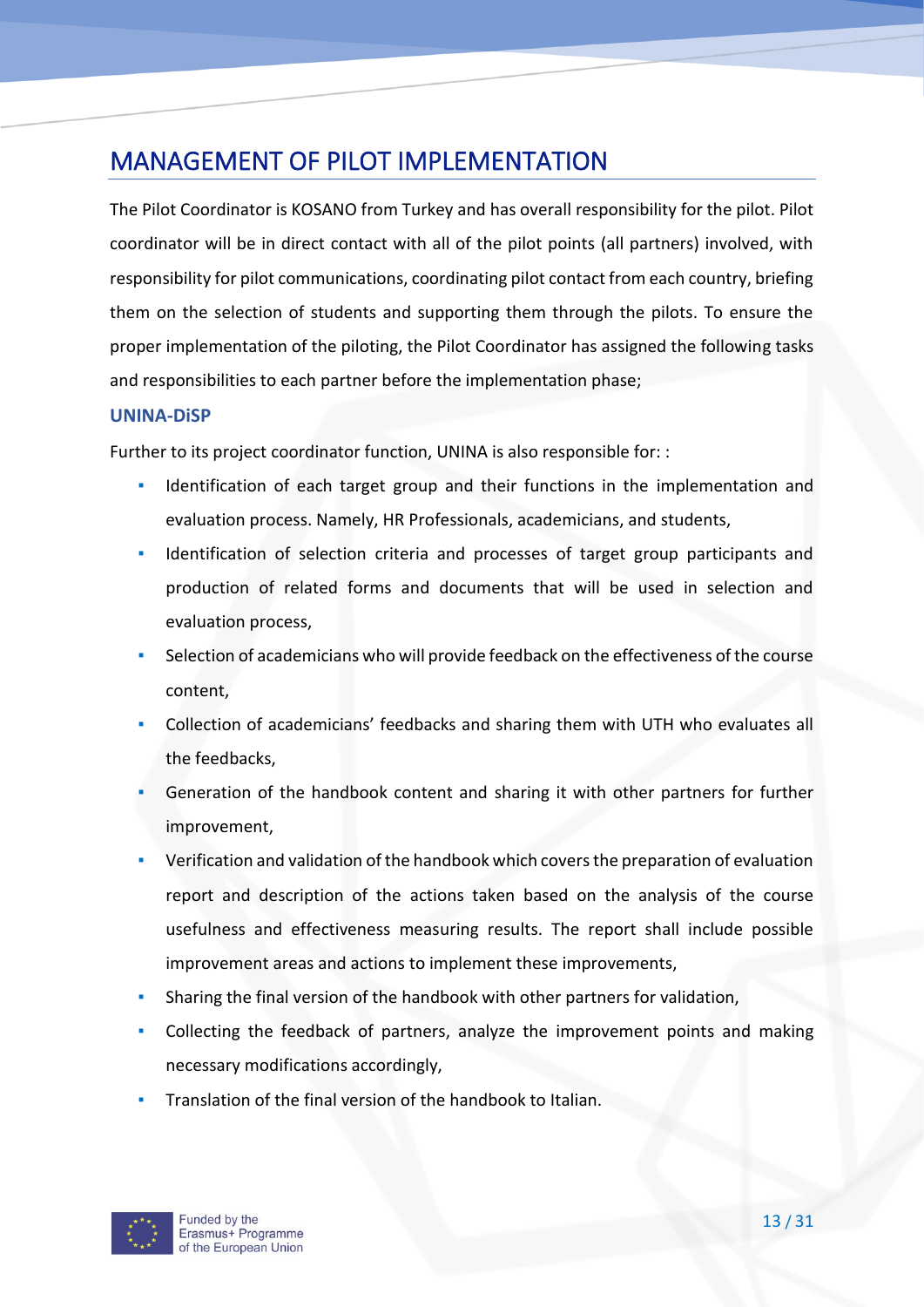# MANAGEMENT OF PILOT IMPLEMENTATION

The Pilot Coordinator is KOSANO from Turkey and has overall responsibility for the pilot. Pilot coordinator will be in direct contact with all of the pilot points (all partners) involved, with responsibility for pilot communications, coordinating pilot contact from each country, briefing them on the selection of students and supporting them through the pilots. To ensure the proper implementation of the piloting, the Pilot Coordinator has assigned the following tasks and responsibilities to each partner before the implementation phase;

### UNINA-DiSP

Further to its project coordinator function, UNINA is also responsible for: :

- Identification of each target group and their functions in the implementation and evaluation process. Namely, HR Professionals, academicians, and students,
- Identification of selection criteria and processes of target group participants and production of related forms and documents that will be used in selection and evaluation process,
- Selection of academicians who will provide feedback on the effectiveness of the course content,
- Collection of academicians' feedbacks and sharing them with UTH who evaluates all the feedbacks,
- Generation of the handbook content and sharing it with other partners for further improvement,
- Verification and validation of the handbook which covers the preparation of evaluation report and description of the actions taken based on the analysis of the course usefulness and effectiveness measuring results. The report shall include possible improvement areas and actions to implement these improvements,
- Sharing the final version of the handbook with other partners for validation,
- Collecting the feedback of partners, analyze the improvement points and making necessary modifications accordingly,
- Translation of the final version of the handbook to Italian.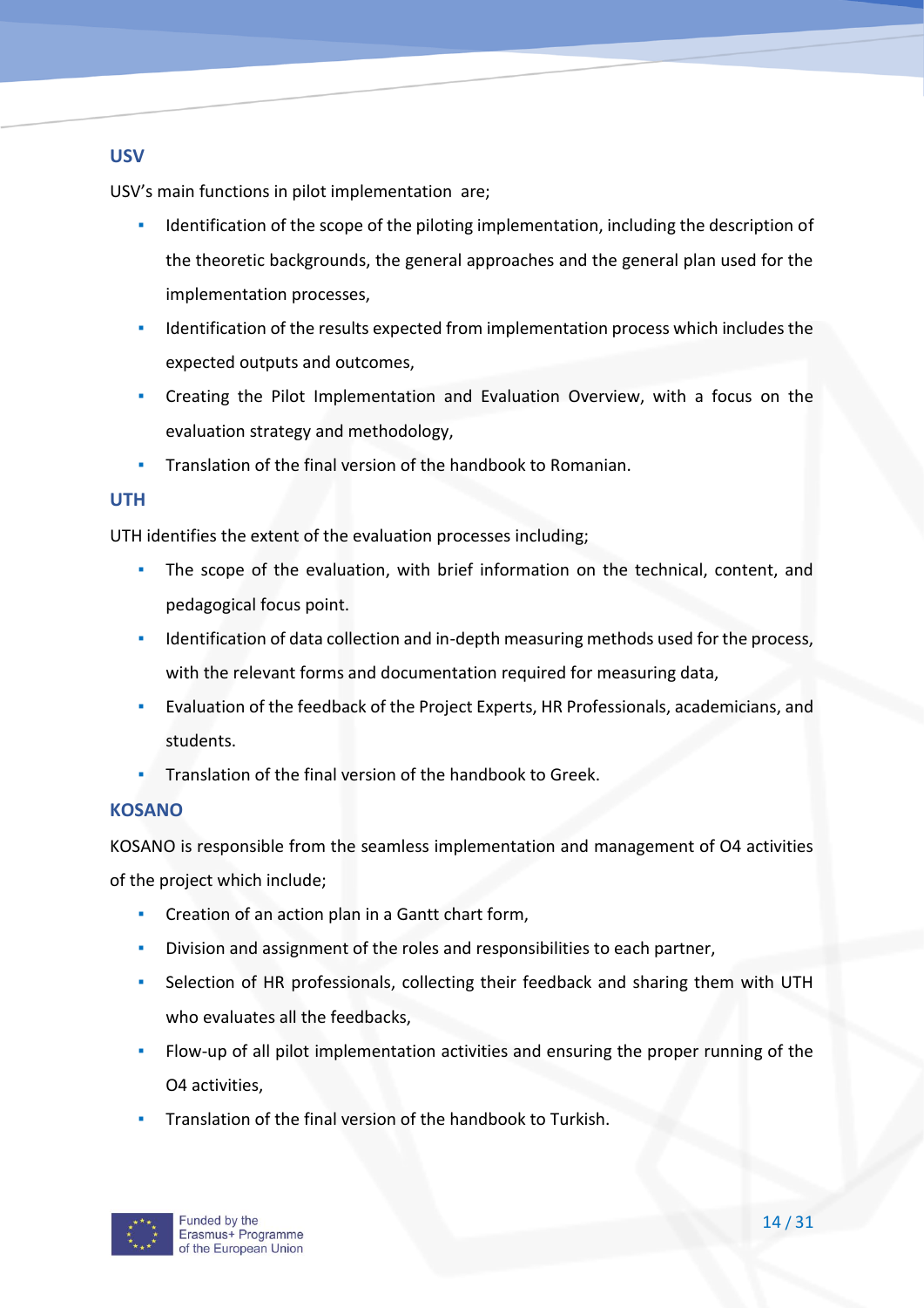### USV

USV's main functions in pilot implementation are;

- Identification of the scope of the piloting implementation, including the description of the theoretic backgrounds, the general approaches and the general plan used for the implementation processes,
- Identification of the results expected from implementation process which includes the expected outputs and outcomes,
- Creating the Pilot Implementation and Evaluation Overview, with a focus on the evaluation strategy and methodology,
- Translation of the final version of the handbook to Romanian.

### UTH

UTH identifies the extent of the evaluation processes including;

- The scope of the evaluation, with brief information on the technical, content, and pedagogical focus point.
- Identification of data collection and in-depth measuring methods used for the process, with the relevant forms and documentation required for measuring data,
- Evaluation of the feedback of the Project Experts, HR Professionals, academicians, and students.
- Translation of the final version of the handbook to Greek.

### KOSANO

KOSANO is responsible from the seamless implementation and management of O4 activities of the project which include;

- Creation of an action plan in a Gantt chart form,
- Division and assignment of the roles and responsibilities to each partner,
- Selection of HR professionals, collecting their feedback and sharing them with UTH who evaluates all the feedbacks,
- Flow-up of all pilot implementation activities and ensuring the proper running of the O4 activities,
- Translation of the final version of the handbook to Turkish.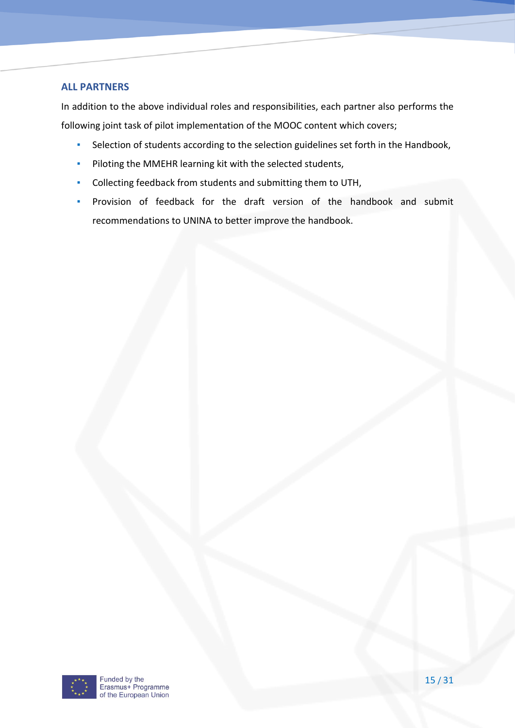### ALL PARTNERS

In addition to the above individual roles and responsibilities, each partner also performs the following joint task of pilot implementation of the MOOC content which covers;

- Selection of students according to the selection guidelines set forth in the Handbook,
- Piloting the MMEHR learning kit with the selected students,
- Collecting feedback from students and submitting them to UTH,
- Provision of feedback for the draft version of the handbook and submit recommendations to UNINA to better improve the handbook.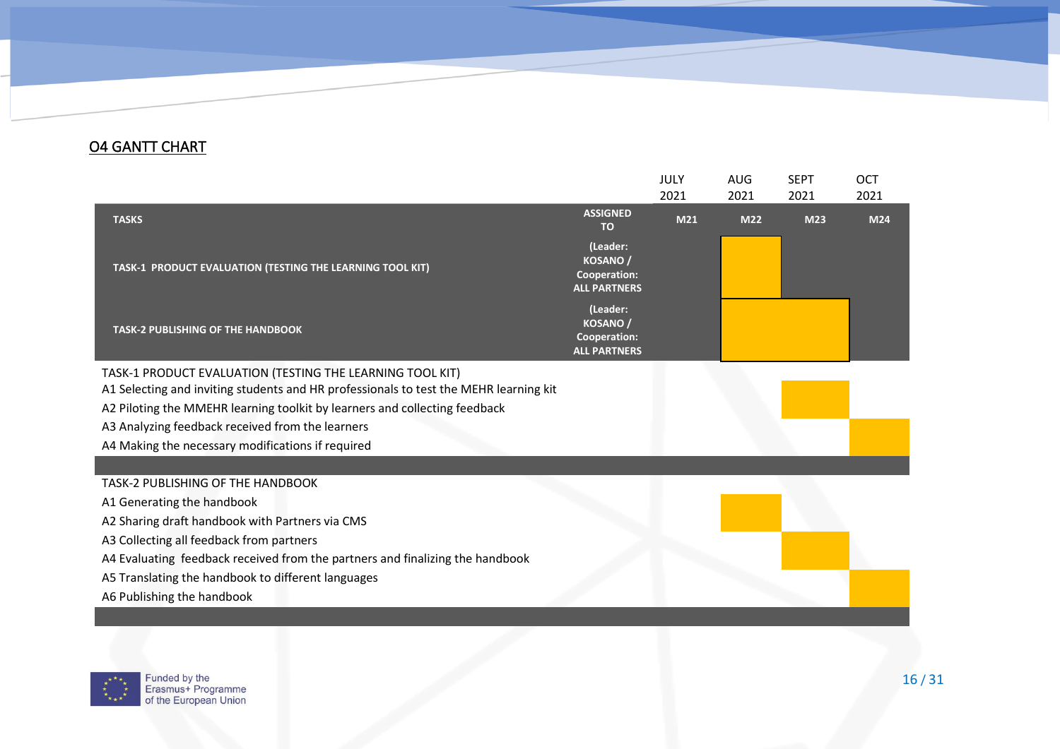## O4 GANTT CHART

| TASKS | ASSIGNED TO | JULY 2021 M21 | AUG 2021 M22 | SEPT 2021 M23 | OCT 2021 M24 |
|---|---|---|---|---|---|
| **TASK-1 PRODUCT EVALUATION (TESTING THE LEARNING TOOL KIT)** | (Leader: KOSANO / Cooperation: ALL PARTNERS | | X | | |
| **TASK-2 PUBLISHING OF THE HANDBOOK** | (Leader: KOSANO / Cooperation: ALL PARTNERS | | X | X | |
| TASK-1 PRODUCT EVALUATION (TESTING THE LEARNING TOOL KIT) | | | | | |
| A1 Selecting and inviting students and HR professionals to test the MEHR learning kit | | | | X | |
| A2 Piloting the MMEHR learning toolkit by learners and collecting feedback | | | | X | |
| A3 Analyzing feedback received from the learners | | | | | X |
| A4 Making the necessary modifications if required | | | | | X |
| TASK-2 PUBLISHING OF THE HANDBOOK | | | | | |
| A1 Generating the handbook | | | X | | |
| A2 Sharing draft handbook with Partners via CMS | | | X | | |
| A3 Collecting all feedback from partners | | | | X | |
| A4 Evaluating feedback received from the partners and finalizing the handbook | | | | X | |
| A5 Translating the handbook to different languages | | | | | X |
| A6 Publishing the handbook | | | | | X |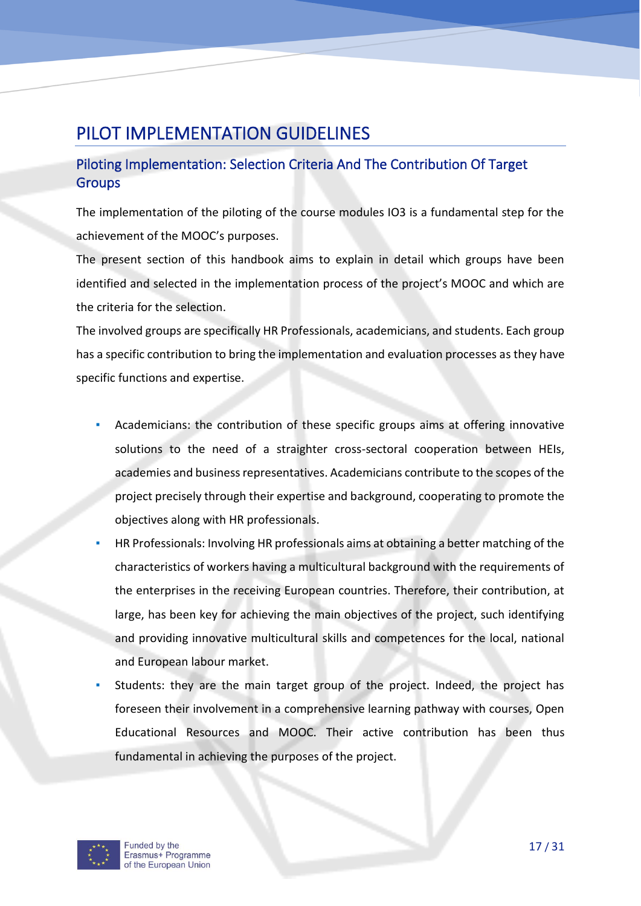# PILOT IMPLEMENTATION GUIDELINES

## Piloting Implementation: Selection Criteria And The Contribution Of Target Groups

The implementation of the piloting of the course modules IO3 is a fundamental step for the achievement of the MOOC's purposes.

The present section of this handbook aims to explain in detail which groups have been identified and selected in the implementation process of the project's MOOC and which are the criteria for the selection.

The involved groups are specifically HR Professionals, academicians, and students. Each group has a specific contribution to bring the implementation and evaluation processes as they have specific functions and expertise.

- Academicians: the contribution of these specific groups aims at offering innovative solutions to the need of a straighter cross-sectoral cooperation between HEIs, academies and business representatives. Academicians contribute to the scopes of the project precisely through their expertise and background, cooperating to promote the objectives along with HR professionals.
- HR Professionals: Involving HR professionals aims at obtaining a better matching of the characteristics of workers having a multicultural background with the requirements of the enterprises in the receiving European countries. Therefore, their contribution, at large, has been key for achieving the main objectives of the project, such identifying and providing innovative multicultural skills and competences for the local, national and European labour market.
- Students: they are the main target group of the project. Indeed, the project has foreseen their involvement in a comprehensive learning pathway with courses, Open Educational Resources and MOOC. Their active contribution has been thus fundamental in achieving the purposes of the project.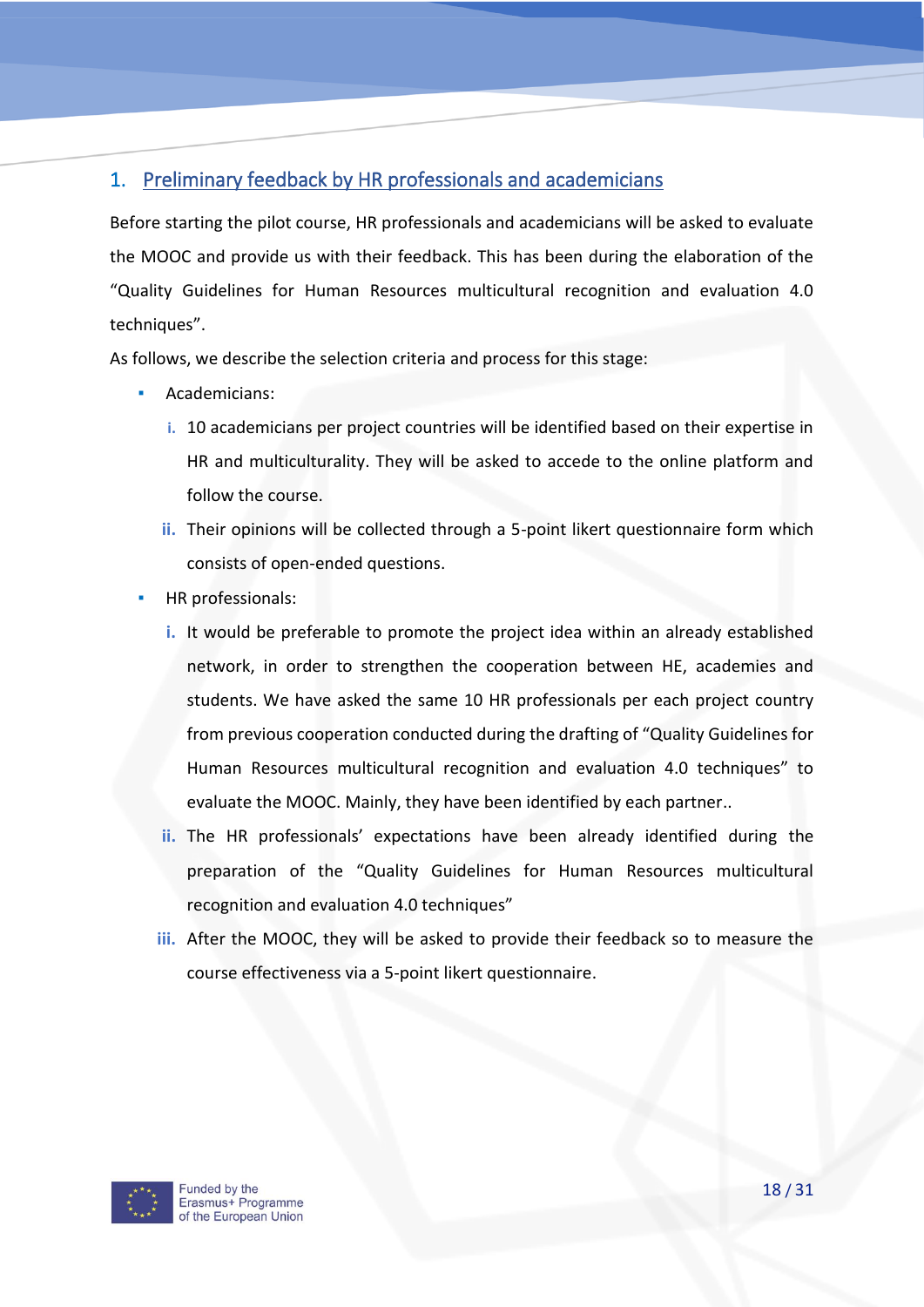## 1. Preliminary feedback by HR professionals and academicians

Before starting the pilot course, HR professionals and academicians will be asked to evaluate the MOOC and provide us with their feedback. This has been during the elaboration of the "Quality Guidelines for Human Resources multicultural recognition and evaluation 4.0 techniques".

As follows, we describe the selection criteria and process for this stage:

- Academicians:
  - i. 10 academicians per project countries will be identified based on their expertise in HR and multiculturality. They will be asked to accede to the online platform and follow the course.
  - ii. Their opinions will be collected through a 5-point likert questionnaire form which consists of open-ended questions.
- HR professionals:
  - i. It would be preferable to promote the project idea within an already established network, in order to strengthen the cooperation between HE, academies and students. We have asked the same 10 HR professionals per each project country from previous cooperation conducted during the drafting of "Quality Guidelines for Human Resources multicultural recognition and evaluation 4.0 techniques" to evaluate the MOOC. Mainly, they have been identified by each partner..
  - ii. The HR professionals' expectations have been already identified during the preparation of the "Quality Guidelines for Human Resources multicultural recognition and evaluation 4.0 techniques"
  - iii. After the MOOC, they will be asked to provide their feedback so to measure the course effectiveness via a 5-point likert questionnaire.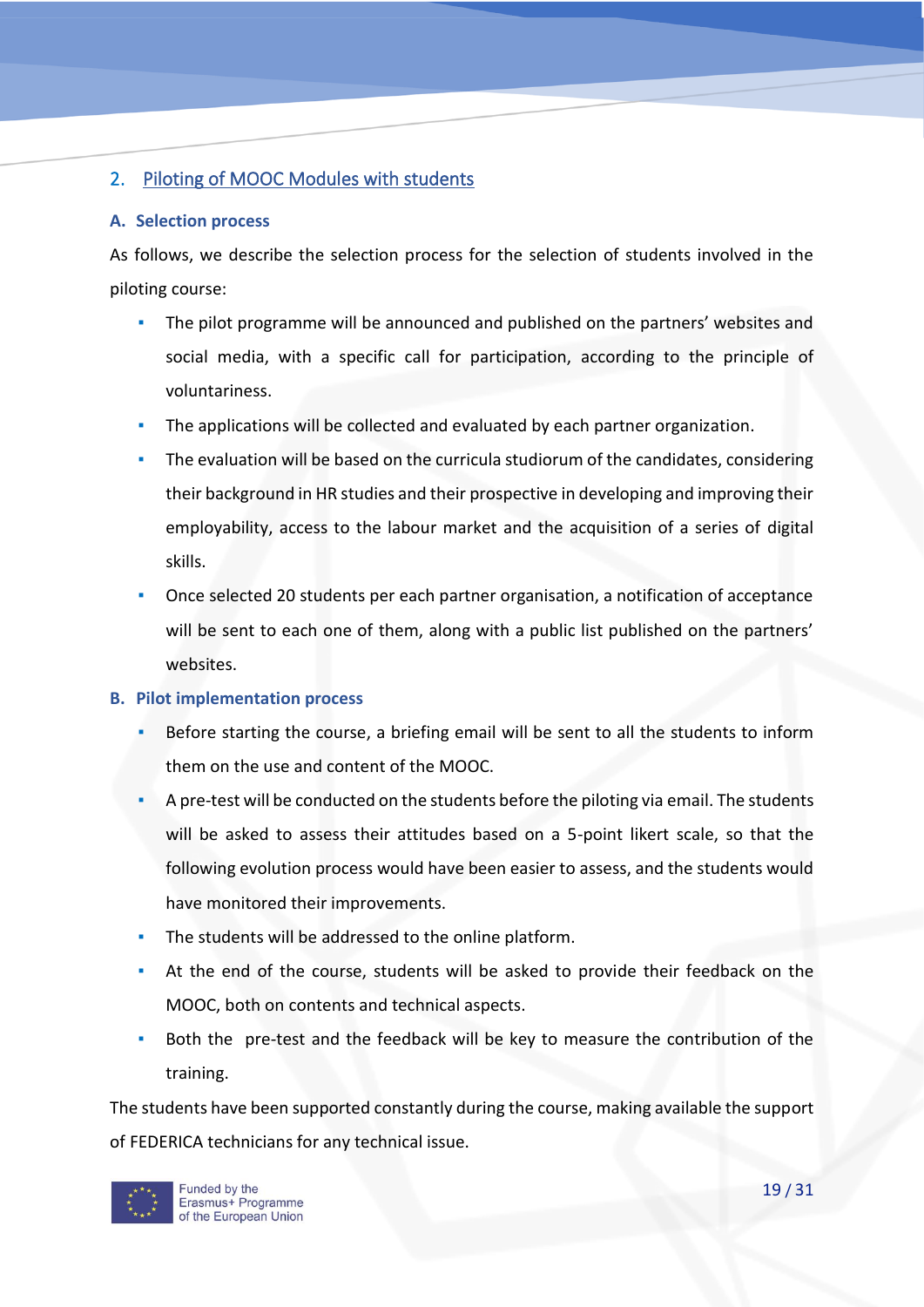## 2. Piloting of MOOC Modules with students

### A. Selection process

As follows, we describe the selection process for the selection of students involved in the piloting course:

- The pilot programme will be announced and published on the partners' websites and social media, with a specific call for participation, according to the principle of voluntariness.
- The applications will be collected and evaluated by each partner organization.
- The evaluation will be based on the curricula studiorum of the candidates, considering their background in HR studies and their prospective in developing and improving their employability, access to the labour market and the acquisition of a series of digital skills.
- Once selected 20 students per each partner organisation, a notification of acceptance will be sent to each one of them, along with a public list published on the partners' websites.

### B. Pilot implementation process

- Before starting the course, a briefing email will be sent to all the students to inform them on the use and content of the MOOC.
- A pre-test will be conducted on the students before the piloting via email. The students will be asked to assess their attitudes based on a 5-point likert scale, so that the following evolution process would have been easier to assess, and the students would have monitored their improvements.
- The students will be addressed to the online platform.
- At the end of the course, students will be asked to provide their feedback on the MOOC, both on contents and technical aspects.
- Both the pre-test and the feedback will be key to measure the contribution of the training.

The students have been supported constantly during the course, making available the support of FEDERICA technicians for any technical issue.

Funded by the Erasmus+ Programme of the European Union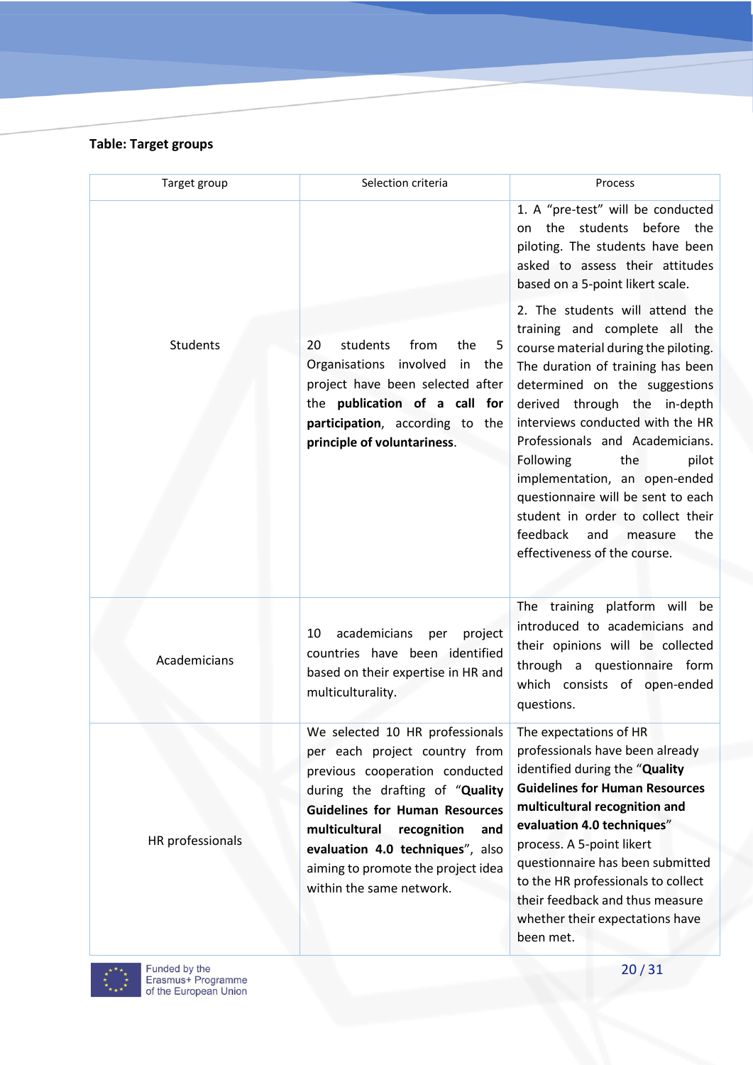**Table: Target groups**

| Target group | Selection criteria | Process |
|---|---|---|
| Students | 20 students from the 5 Organisations involved in the project have been selected after the **publication of a call for participation**, according to the **principle of voluntariness**. | 1. A “pre-test” will be conducted on the students before the piloting. The students have been asked to assess their attitudes based on a 5-point likert scale. <br><br> 2. The students will attend the training and complete all the course material during the piloting. The duration of training has been determined on the suggestions derived through the in-depth interviews conducted with the HR Professionals and Academicians. Following the pilot implementation, an open-ended questionnaire will be sent to each student in order to collect their feedback and measure the effectiveness of the course. |
| Academicians | 10 academicians per project countries have been identified based on their expertise in HR and multiculturality. | The training platform will be introduced to academicians and their opinions will be collected through a questionnaire form which consists of open-ended questions. |
| HR professionals | We selected 10 HR professionals per each project country from previous cooperation conducted during the drafting of “**Quality Guidelines for Human Resources multicultural recognition and evaluation 4.0 techniques**”, also aiming to promote the project idea within the same network. | The expectations of HR professionals have been already identified during the “**Quality Guidelines for Human Resources multicultural recognition and evaluation 4.0 techniques**” process. A 5-point likert questionnaire has been submitted to the HR professionals to collect their feedback and thus measure whether their expectations have been met. |

Funded by the Erasmus+ Programme of the European Union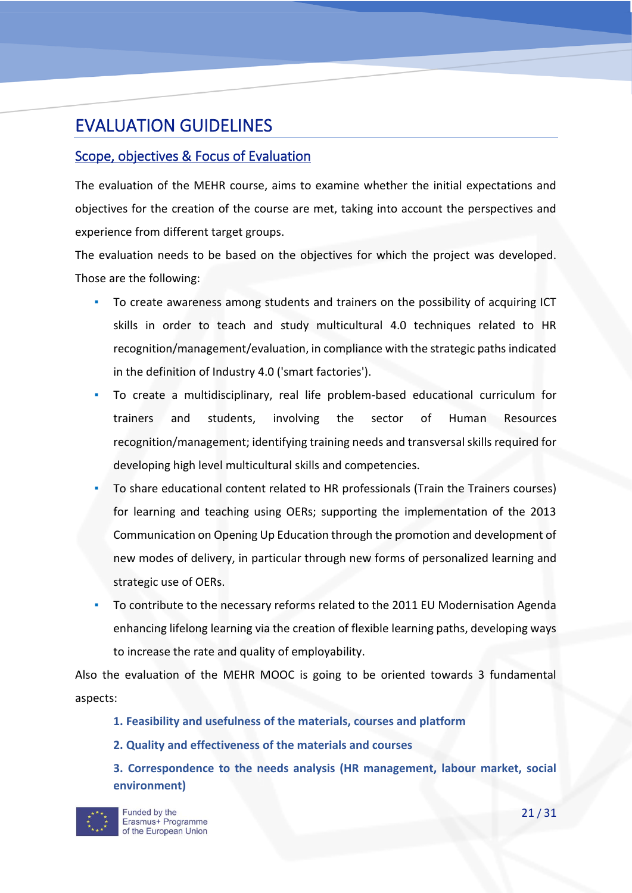# EVALUATION GUIDELINES

## Scope, objectives & Focus of Evaluation

The evaluation of the MEHR course, aims to examine whether the initial expectations and objectives for the creation of the course are met, taking into account the perspectives and experience from different target groups.

The evaluation needs to be based on the objectives for which the project was developed. Those are the following:

- To create awareness among students and trainers on the possibility of acquiring ICT skills in order to teach and study multicultural 4.0 techniques related to HR recognition/management/evaluation, in compliance with the strategic paths indicated in the definition of Industry 4.0 ('smart factories').
- To create a multidisciplinary, real life problem-based educational curriculum for trainers and students, involving the sector of Human Resources recognition/management; identifying training needs and transversal skills required for developing high level multicultural skills and competencies.
- To share educational content related to HR professionals (Train the Trainers courses) for learning and teaching using OERs; supporting the implementation of the 2013 Communication on Opening Up Education through the promotion and development of new modes of delivery, in particular through new forms of personalized learning and strategic use of OERs.
- To contribute to the necessary reforms related to the 2011 EU Modernisation Agenda enhancing lifelong learning via the creation of flexible learning paths, developing ways to increase the rate and quality of employability.

Also the evaluation of the MEHR MOOC is going to be oriented towards 3 fundamental aspects:

**1. Feasibility and usefulness of the materials, courses and platform**

**2. Quality and effectiveness of the materials and courses**

**3. Correspondence to the needs analysis (HR management, labour market, social environment)**

Funded by the Erasmus+ Programme of the European Union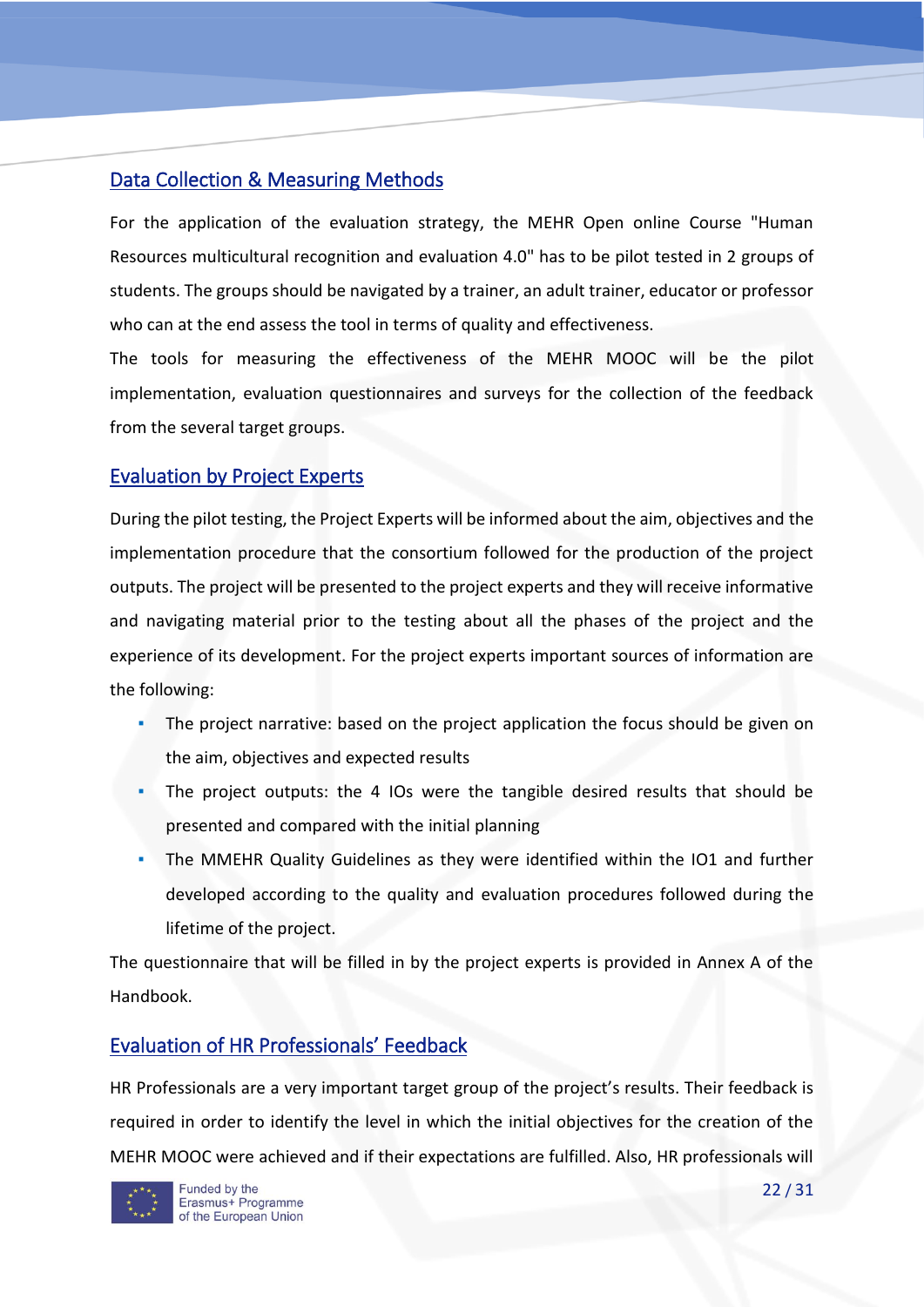## Data Collection & Measuring Methods

For the application of the evaluation strategy, the MEHR Open online Course "Human Resources multicultural recognition and evaluation 4.0" has to be pilot tested in 2 groups of students. The groups should be navigated by a trainer, an adult trainer, educator or professor who can at the end assess the tool in terms of quality and effectiveness.

The tools for measuring the effectiveness of the MEHR MOOC will be the pilot implementation, evaluation questionnaires and surveys for the collection of the feedback from the several target groups.

## Evaluation by Project Experts

During the pilot testing, the Project Experts will be informed about the aim, objectives and the implementation procedure that the consortium followed for the production of the project outputs. The project will be presented to the project experts and they will receive informative and navigating material prior to the testing about all the phases of the project and the experience of its development. For the project experts important sources of information are the following:

- The project narrative: based on the project application the focus should be given on the aim, objectives and expected results
- The project outputs: the 4 IOs were the tangible desired results that should be presented and compared with the initial planning
- The MMEHR Quality Guidelines as they were identified within the IO1 and further developed according to the quality and evaluation procedures followed during the lifetime of the project.

The questionnaire that will be filled in by the project experts is provided in Annex A of the Handbook.

## Evaluation of HR Professionals' Feedback

HR Professionals are a very important target group of the project's results. Their feedback is required in order to identify the level in which the initial objectives for the creation of the MEHR MOOC were achieved and if their expectations are fulfilled. Also, HR professionals will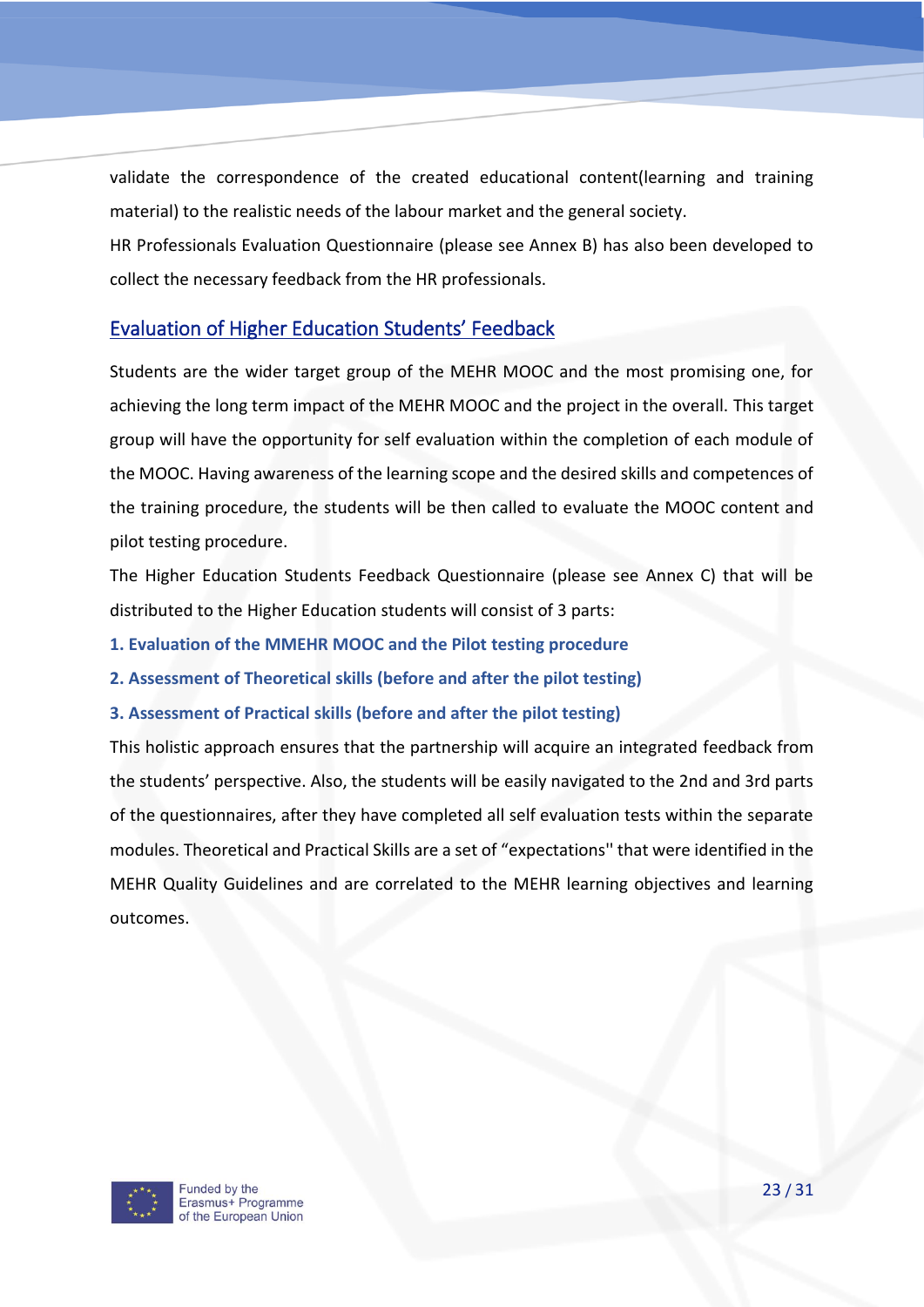validate the correspondence of the created educational content(learning and training material) to the realistic needs of the labour market and the general society.

HR Professionals Evaluation Questionnaire (please see Annex B) has also been developed to collect the necessary feedback from the HR professionals.

## Evaluation of Higher Education Students' Feedback

Students are the wider target group of the MEHR MOOC and the most promising one, for achieving the long term impact of the MEHR MOOC and the project in the overall. This target group will have the opportunity for self evaluation within the completion of each module of the MOOC. Having awareness of the learning scope and the desired skills and competences of the training procedure, the students will be then called to evaluate the MOOC content and pilot testing procedure.

The Higher Education Students Feedback Questionnaire (please see Annex C) that will be distributed to the Higher Education students will consist of 3 parts:

**1. Evaluation of the MMEHR MOOC and the Pilot testing procedure**

**2. Assessment of Theoretical skills (before and after the pilot testing)**

**3. Assessment of Practical skills (before and after the pilot testing)**

This holistic approach ensures that the partnership will acquire an integrated feedback from the students' perspective. Also, the students will be easily navigated to the 2nd and 3rd parts of the questionnaires, after they have completed all self evaluation tests within the separate modules. Theoretical and Practical Skills are a set of "expectations'' that were identified in the MEHR Quality Guidelines and are correlated to the MEHR learning objectives and learning outcomes.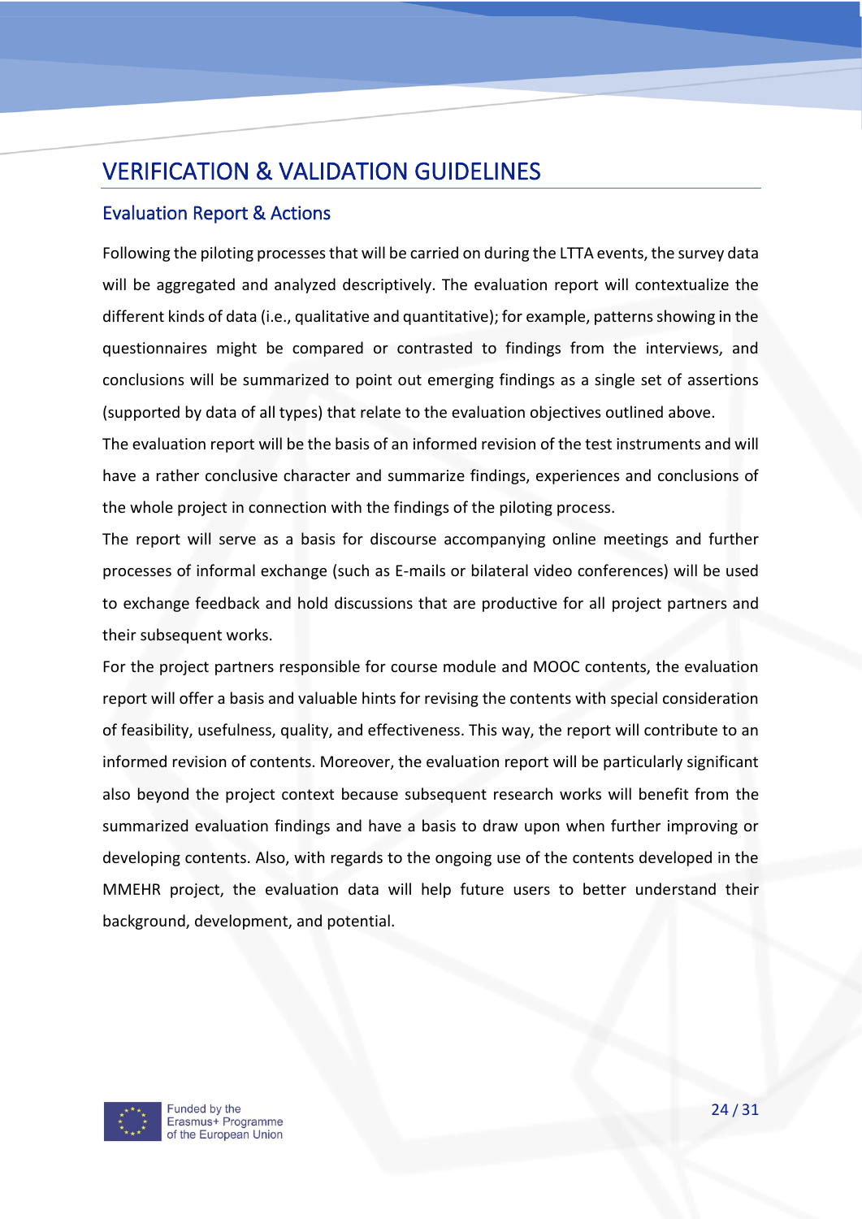# VERIFICATION & VALIDATION GUIDELINES

## Evaluation Report & Actions

Following the piloting processes that will be carried on during the LTTA events, the survey data will be aggregated and analyzed descriptively. The evaluation report will contextualize the different kinds of data (i.e., qualitative and quantitative); for example, patterns showing in the questionnaires might be compared or contrasted to findings from the interviews, and conclusions will be summarized to point out emerging findings as a single set of assertions (supported by data of all types) that relate to the evaluation objectives outlined above.

The evaluation report will be the basis of an informed revision of the test instruments and will have a rather conclusive character and summarize findings, experiences and conclusions of the whole project in connection with the findings of the piloting process.

The report will serve as a basis for discourse accompanying online meetings and further processes of informal exchange (such as E-mails or bilateral video conferences) will be used to exchange feedback and hold discussions that are productive for all project partners and their subsequent works.

For the project partners responsible for course module and MOOC contents, the evaluation report will offer a basis and valuable hints for revising the contents with special consideration of feasibility, usefulness, quality, and effectiveness. This way, the report will contribute to an informed revision of contents. Moreover, the evaluation report will be particularly significant also beyond the project context because subsequent research works will benefit from the summarized evaluation findings and have a basis to draw upon when further improving or developing contents. Also, with regards to the ongoing use of the contents developed in the MMEHR project, the evaluation data will help future users to better understand their background, development, and potential.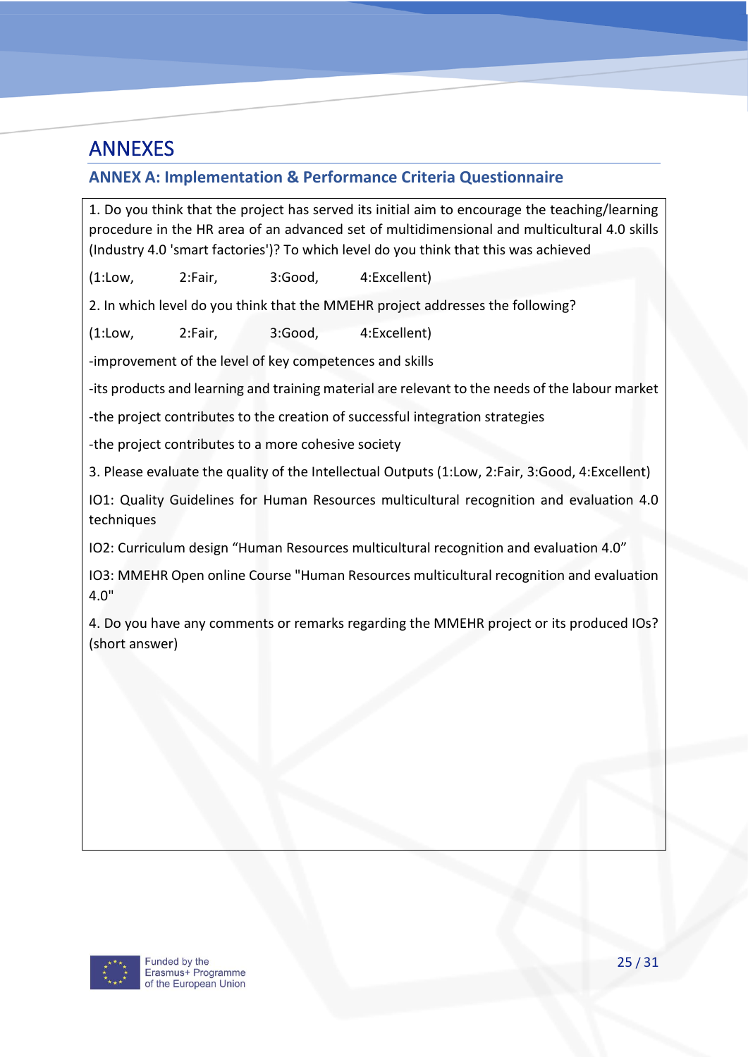# ANNEXES

## ANNEX A: Implementation & Performance Criteria Questionnaire

1. Do you think that the project has served its initial aim to encourage the teaching/learning procedure in the HR area of an advanced set of multidimensional and multicultural 4.0 skills (Industry 4.0 'smart factories')? To which level do you think that this was achieved

(1:Low, 2:Fair, 3:Good, 4:Excellent)

2. In which level do you think that the MMEHR project addresses the following?

(1:Low, 2:Fair, 3:Good, 4:Excellent)

-improvement of the level of key competences and skills

-its products and learning and training material are relevant to the needs of the labour market

-the project contributes to the creation of successful integration strategies

-the project contributes to a more cohesive society

3. Please evaluate the quality of the Intellectual Outputs (1:Low, 2:Fair, 3:Good, 4:Excellent)

IO1: Quality Guidelines for Human Resources multicultural recognition and evaluation 4.0 techniques

IO2: Curriculum design “Human Resources multicultural recognition and evaluation 4.0”

IO3: MMEHR Open online Course "Human Resources multicultural recognition and evaluation 4.0"

4. Do you have any comments or remarks regarding the MMEHR project or its produced IOs? (short answer)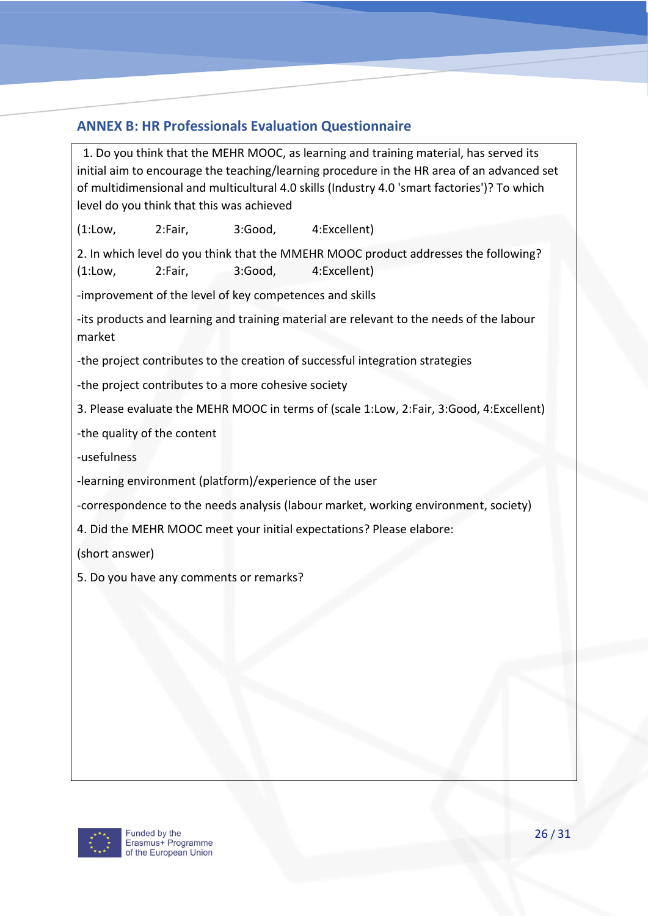## ANNEX B: HR Professionals Evaluation Questionnaire

1. Do you think that the MEHR MOOC, as learning and training material, has served its initial aim to encourage the teaching/learning procedure in the HR area of an advanced set of multidimensional and multicultural 4.0 skills (Industry 4.0 'smart factories')? To which level do you think that this was achieved

(1:Low, 2:Fair, 3:Good, 4:Excellent)

2. In which level do you think that the MMEHR MOOC product addresses the following? (1:Low, 2:Fair, 3:Good, 4:Excellent)

-improvement of the level of key competences and skills

-its products and learning and training material are relevant to the needs of the labour market

-the project contributes to the creation of successful integration strategies

-the project contributes to a more cohesive society

3. Please evaluate the MEHR MOOC in terms of (scale 1:Low, 2:Fair, 3:Good, 4:Excellent)

-the quality of the content

-usefulness

-learning environment (platform)/experience of the user

-correspondence to the needs analysis (labour market, working environment, society)

4. Did the MEHR MOOC meet your initial expectations? Please elabore:

(short answer)

5. Do you have any comments or remarks?

Funded by the Erasmus+ Programme of the European Union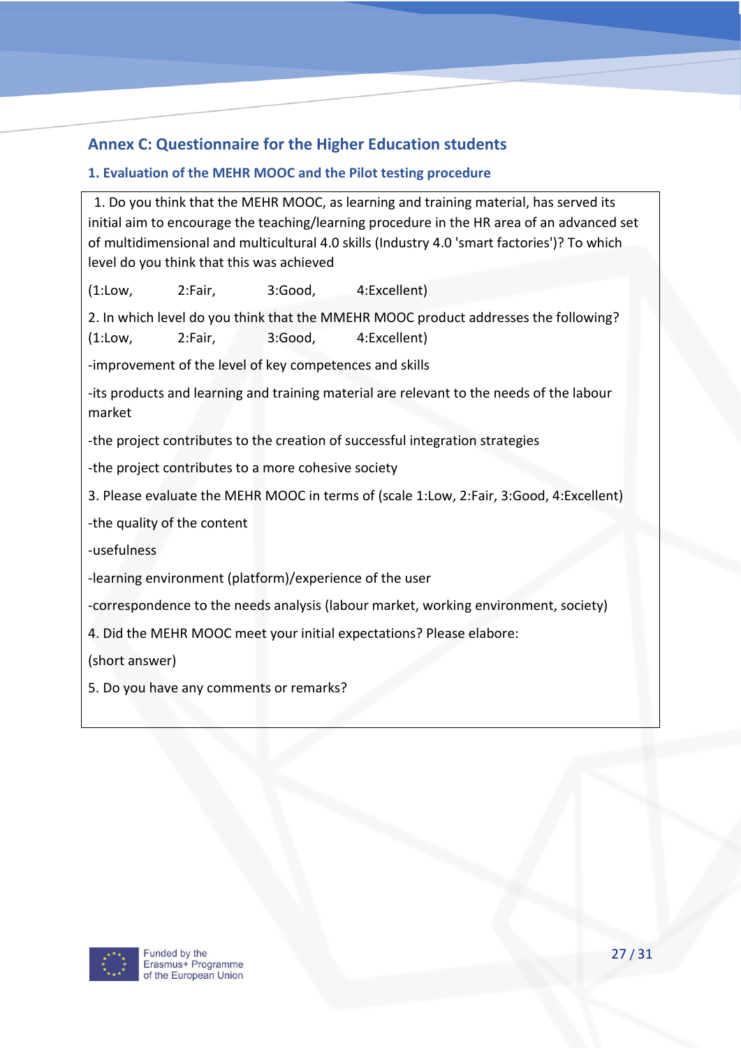## Annex C: Questionnaire for the Higher Education students

### 1. Evaluation of the MEHR MOOC and the Pilot testing procedure

1. Do you think that the MEHR MOOC, as learning and training material, has served its initial aim to encourage the teaching/learning procedure in the HR area of an advanced set of multidimensional and multicultural 4.0 skills (Industry 4.0 'smart factories')? To which level do you think that this was achieved

(1:Low, 2:Fair, 3:Good, 4:Excellent)

2. In which level do you think that the MMEHR MOOC product addresses the following? (1:Low, 2:Fair, 3:Good, 4:Excellent)

-improvement of the level of key competences and skills

-its products and learning and training material are relevant to the needs of the labour market

-the project contributes to the creation of successful integration strategies

-the project contributes to a more cohesive society

3. Please evaluate the MEHR MOOC in terms of (scale 1:Low, 2:Fair, 3:Good, 4:Excellent)

-the quality of the content

-usefulness

-learning environment (platform)/experience of the user

-correspondence to the needs analysis (labour market, working environment, society)

4. Did the MEHR MOOC meet your initial expectations? Please elabore:

(short answer)

5. Do you have any comments or remarks?

Funded by the Erasmus+ Programme of the European Union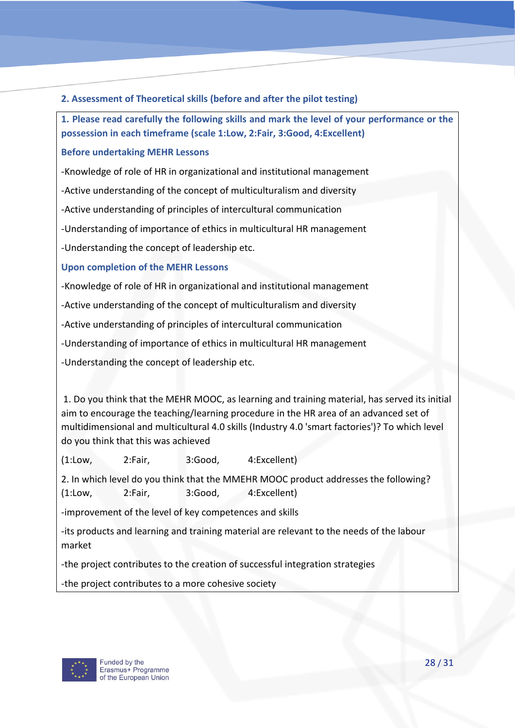## 2. Assessment of Theoretical skills (before and after the pilot testing)

**1. Please read carefully the following skills and mark the level of your performance or the possession in each timeframe (scale 1:Low, 2:Fair, 3:Good, 4:Excellent)**

**Before undertaking MEHR Lessons**

-Knowledge of role of HR in organizational and institutional management

-Active understanding of the concept of multiculturalism and diversity

-Active understanding of principles of intercultural communication

-Understanding of importance of ethics in multicultural HR management

-Understanding the concept of leadership etc.

**Upon completion of the MEHR Lessons**

-Knowledge of role of HR in organizational and institutional management

-Active understanding of the concept of multiculturalism and diversity

-Active understanding of principles of intercultural communication

-Understanding of importance of ethics in multicultural HR management

-Understanding the concept of leadership etc.

1. Do you think that the MEHR MOOC, as learning and training material, has served its initial aim to encourage the teaching/learning procedure in the HR area of an advanced set of multidimensional and multicultural 4.0 skills (Industry 4.0 'smart factories')? To which level do you think that this was achieved

(1:Low, 2:Fair, 3:Good, 4:Excellent)

2. In which level do you think that the MMEHR MOOC product addresses the following? (1:Low, 2:Fair, 3:Good, 4:Excellent)

-improvement of the level of key competences and skills

-its products and learning and training material are relevant to the needs of the labour market

-the project contributes to the creation of successful integration strategies

-the project contributes to a more cohesive society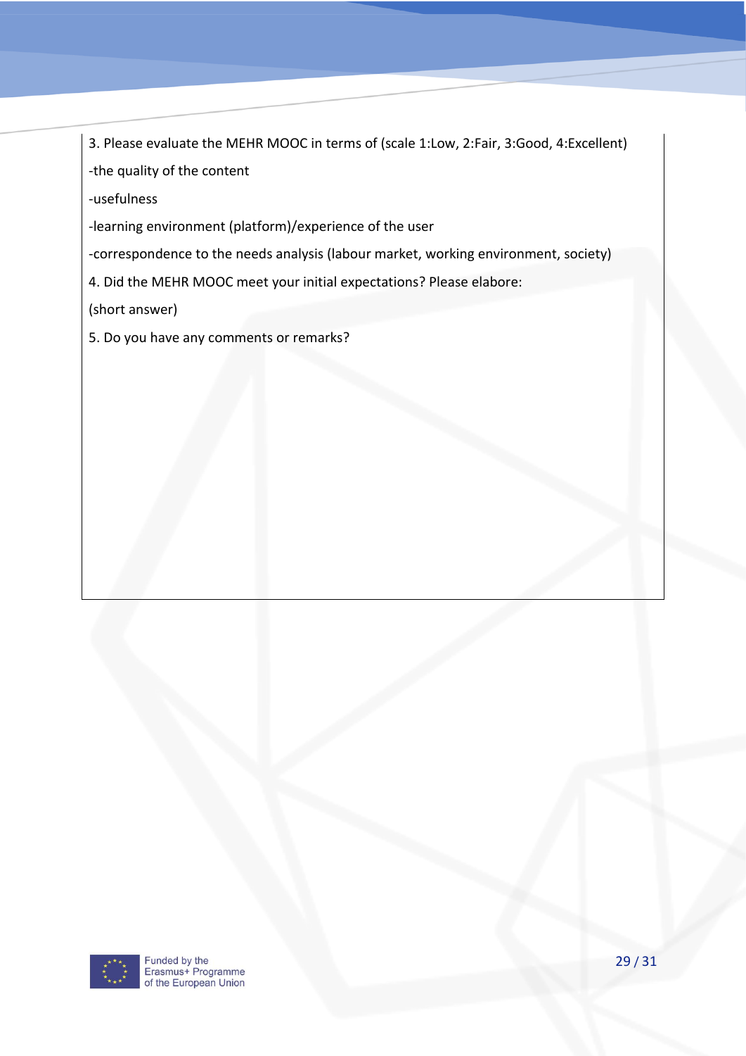3. Please evaluate the MEHR MOOC in terms of (scale 1:Low, 2:Fair, 3:Good, 4:Excellent)

-the quality of the content

-usefulness

-learning environment (platform)/experience of the user

-correspondence to the needs analysis (labour market, working environment, society)

4. Did the MEHR MOOC meet your initial expectations? Please elabore:

(short answer)

5. Do you have any comments or remarks?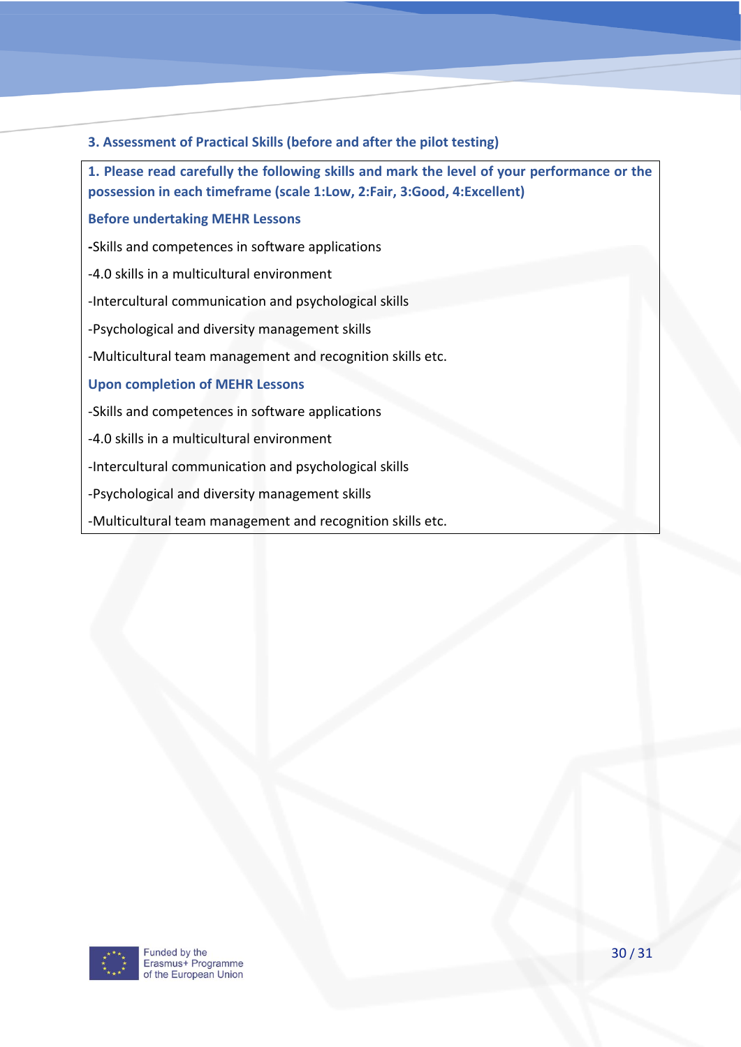### 3. Assessment of Practical Skills (before and after the pilot testing)

**1. Please read carefully the following skills and mark the level of your performance or the possession in each timeframe (scale 1:Low, 2:Fair, 3:Good, 4:Excellent)**

**Before undertaking MEHR Lessons**

-Skills and competences in software applications

-4.0 skills in a multicultural environment

-Intercultural communication and psychological skills

-Psychological and diversity management skills

-Multicultural team management and recognition skills etc.

**Upon completion of MEHR Lessons**

-Skills and competences in software applications

-4.0 skills in a multicultural environment

-Intercultural communication and psychological skills

-Psychological and diversity management skills

-Multicultural team management and recognition skills etc.

Funded by the Erasmus+ Programme of the European Union